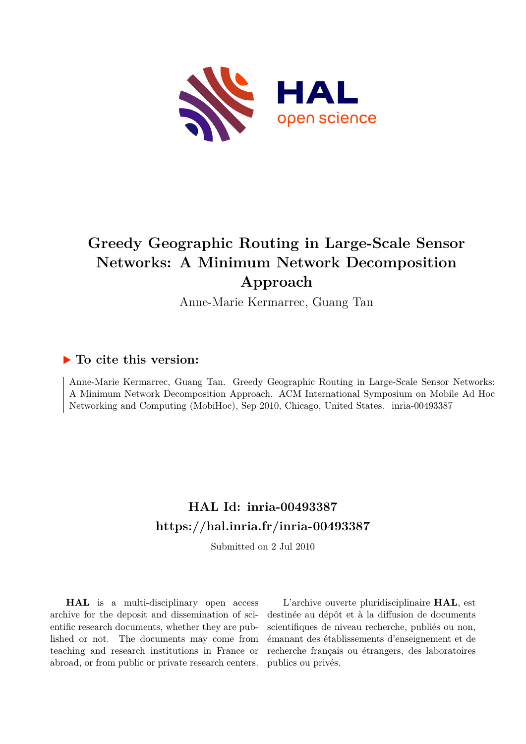# Greedy Geographic Routing in Large-Scale Sensor Networks: A Minimum Network Decomposition Approach

Anne-Marie Kermarrec, Guang Tan

## ▶ To cite this version:

Anne-Marie Kermarrec, Guang Tan. Greedy Geographic Routing in Large-Scale Sensor Networks: A Minimum Network Decomposition Approach. ACM International Symposium on Mobile Ad Hoc Networking and Computing (MobiHoc), Sep 2010, Chicago, United States. inria-00493387

## HAL Id: inria-00493387

## https://hal.inria.fr/inria-00493387

Submitted on 2 Jul 2010

**HAL** is a multi-disciplinary open access archive for the deposit and dissemination of scientific research documents, whether they are published or not. The documents may come from teaching and research institutions in France or abroad, or from public or private research centers.

L'archive ouverte pluridisciplinaire **HAL**, est destinée au dépôt et à la diffusion de documents scientifiques de niveau recherche, publiés ou non, émanant des établissements d'enseignement et de recherche français ou étrangers, des laboratoires publics ou privés.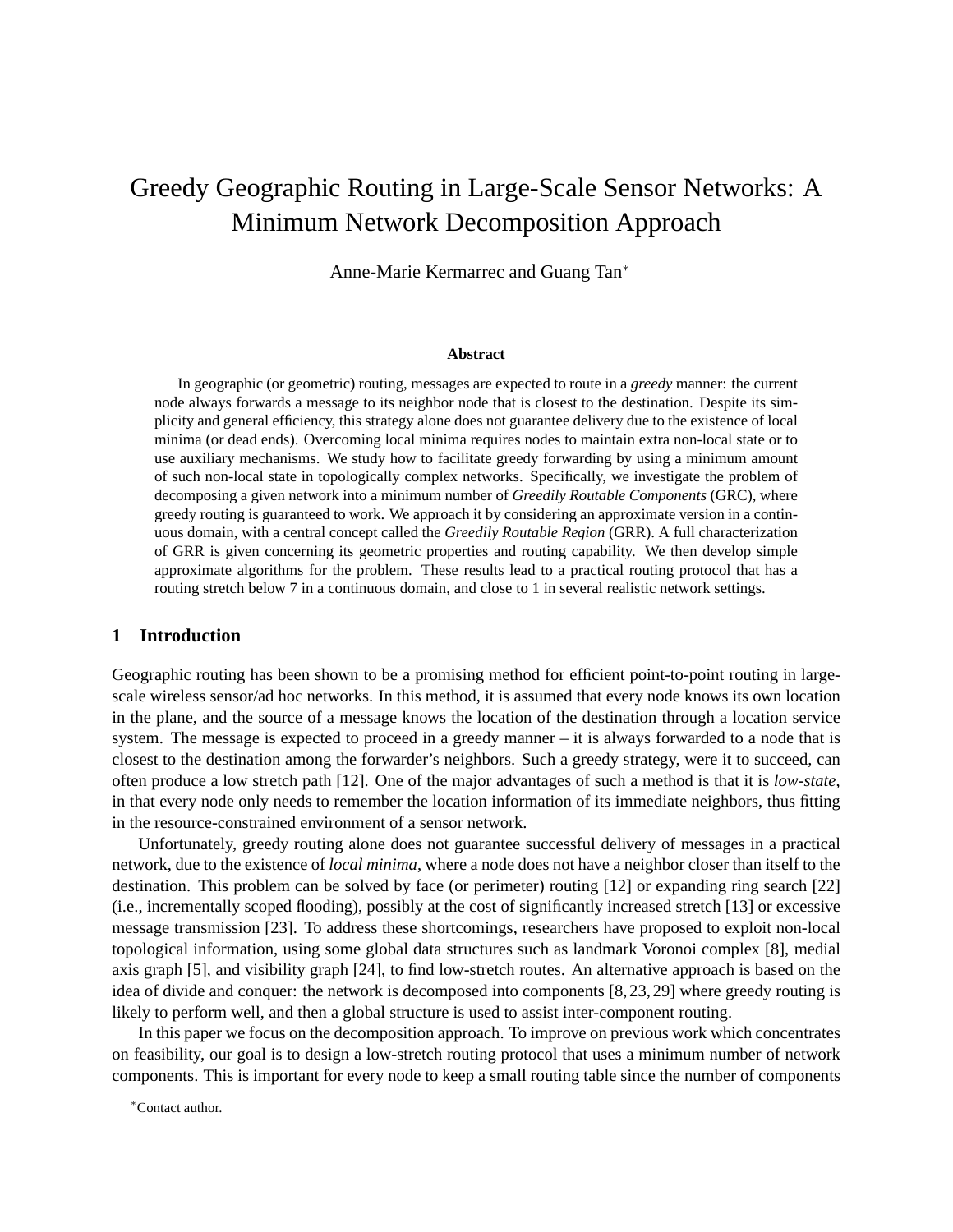# Greedy Geographic Routing in Large-Scale Sensor Networks: A Minimum Network Decomposition Approach

Anne-Marie Kermarrec and Guang Tan*

**Abstract**

In geographic (or geometric) routing, messages are expected to route in a *greedy* manner: the current node always forwards a message to its neighbor node that is closest to the destination. Despite its simplicity and general efficiency, this strategy alone does not guarantee delivery due to the existence of local minima (or dead ends). Overcoming local minima requires nodes to maintain extra non-local state or to use auxiliary mechanisms. We study how to facilitate greedy forwarding by using a minimum amount of such non-local state in topologically complex networks. Specifically, we investigate the problem of decomposing a given network into a minimum number of *Greedily Routable Components* (GRC), where greedy routing is guaranteed to work. We approach it by considering an approximate version in a continuous domain, with a central concept called the *Greedily Routable Region* (GRR). A full characterization of GRR is given concerning its geometric properties and routing capability. We then develop simple approximate algorithms for the problem. These results lead to a practical routing protocol that has a routing stretch below 7 in a continuous domain, and close to 1 in several realistic network settings.

## 1 Introduction

Geographic routing has been shown to be a promising method for efficient point-to-point routing in large-scale wireless sensor/ad hoc networks. In this method, it is assumed that every node knows its own location in the plane, and the source of a message knows the location of the destination through a location service system. The message is expected to proceed in a greedy manner – it is always forwarded to a node that is closest to the destination among the forwarder's neighbors. Such a greedy strategy, were it to succeed, can often produce a low stretch path [12]. One of the major advantages of such a method is that it is *low-state*, in that every node only needs to remember the location information of its immediate neighbors, thus fitting in the resource-constrained environment of a sensor network.

Unfortunately, greedy routing alone does not guarantee successful delivery of messages in a practical network, due to the existence of *local minima*, where a node does not have a neighbor closer than itself to the destination. This problem can be solved by face (or perimeter) routing [12] or expanding ring search [22] (i.e., incrementally scoped flooding), possibly at the cost of significantly increased stretch [13] or excessive message transmission [23]. To address these shortcomings, researchers have proposed to exploit non-local topological information, using some global data structures such as landmark Voronoi complex [8], medial axis graph [5], and visibility graph [24], to find low-stretch routes. An alternative approach is based on the idea of divide and conquer: the network is decomposed into components [8, 23, 29] where greedy routing is likely to perform well, and then a global structure is used to assist inter-component routing.

In this paper we focus on the decomposition approach. To improve on previous work which concentrates on feasibility, our goal is to design a low-stretch routing protocol that uses a minimum number of network components. This is important for every node to keep a small routing table since the number of components

*Contact author.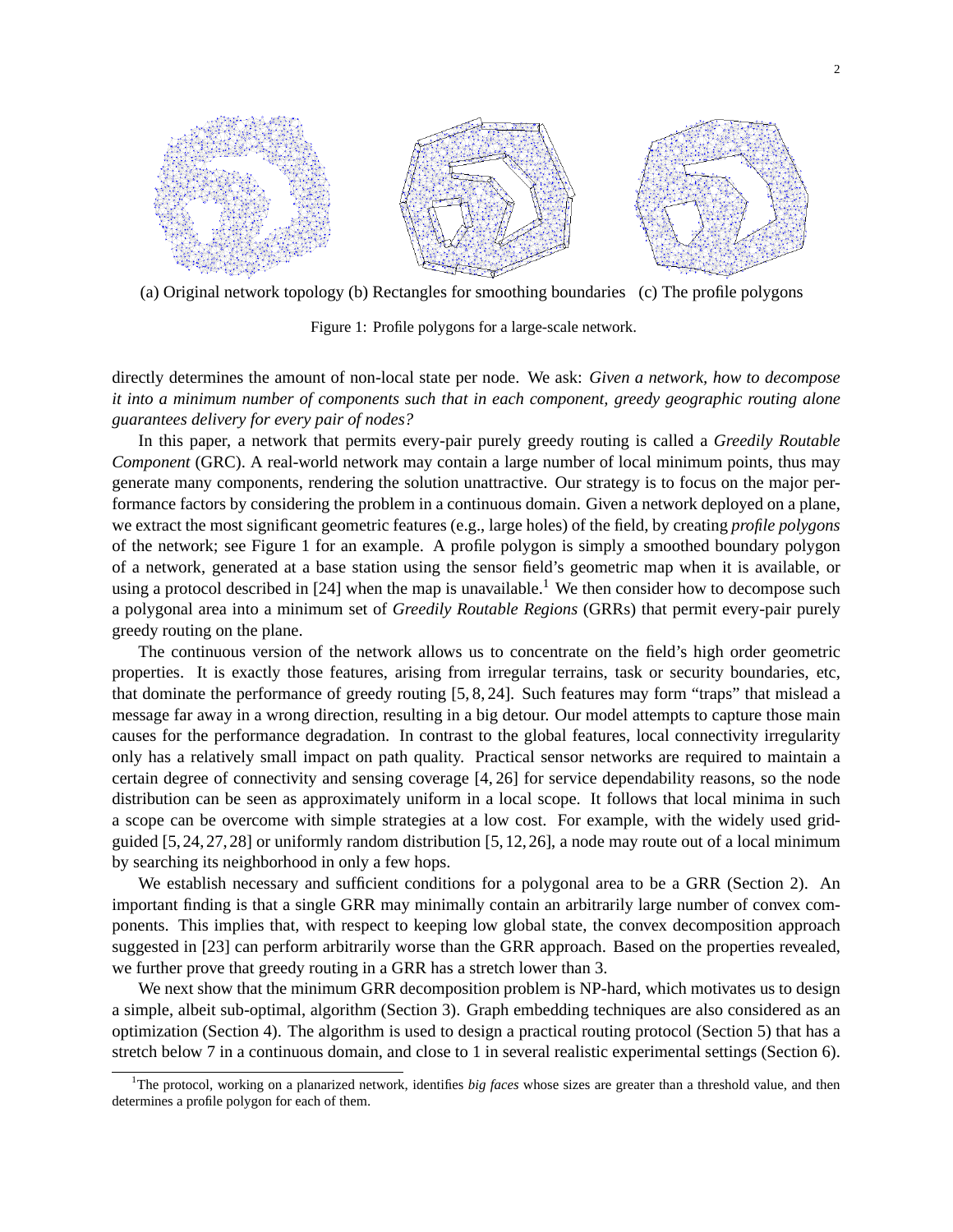(a) Original network topology (b) Rectangles for smoothing boundaries (c) The profile polygons

Figure 1: Profile polygons for a large-scale network.

directly determines the amount of non-local state per node. We ask: *Given a network, how to decompose it into a minimum number of components such that in each component, greedy geographic routing alone guarantees delivery for every pair of nodes?*

In this paper, a network that permits every-pair purely greedy routing is called a *Greedily Routable Component* (GRC). A real-world network may contain a large number of local minimum points, thus may generate many components, rendering the solution unattractive. Our strategy is to focus on the major performance factors by considering the problem in a continuous domain. Given a network deployed on a plane, we extract the most significant geometric features (e.g., large holes) of the field, by creating *profile polygons* of the network; see Figure 1 for an example. A profile polygon is simply a smoothed boundary polygon of a network, generated at a base station using the sensor field's geometric map when it is available, or using a protocol described in [24] when the map is unavailable.[1] We then consider how to decompose such a polygonal area into a minimum set of *Greedily Routable Regions* (GRRs) that permit every-pair purely greedy routing on the plane.

The continuous version of the network allows us to concentrate on the field's high order geometric properties. It is exactly those features, arising from irregular terrains, task or security boundaries, etc, that dominate the performance of greedy routing [5, 8, 24]. Such features may form "traps" that mislead a message far away in a wrong direction, resulting in a big detour. Our model attempts to capture those main causes for the performance degradation. In contrast to the global features, local connectivity irregularity only has a relatively small impact on path quality. Practical sensor networks are required to maintain a certain degree of connectivity and sensing coverage [4, 26] for service dependability reasons, so the node distribution can be seen as approximately uniform in a local scope. It follows that local minima in such a scope can be overcome with simple strategies at a low cost. For example, with the widely used grid-guided [5, 24, 27, 28] or uniformly random distribution [5, 12, 26], a node may route out of a local minimum by searching its neighborhood in only a few hops.

We establish necessary and sufficient conditions for a polygonal area to be a GRR (Section 2). An important finding is that a single GRR may minimally contain an arbitrarily large number of convex components. This implies that, with respect to keeping low global state, the convex decomposition approach suggested in [23] can perform arbitrarily worse than the GRR approach. Based on the properties revealed, we further prove that greedy routing in a GRR has a stretch lower than 3.

We next show that the minimum GRR decomposition problem is NP-hard, which motivates us to design a simple, albeit sub-optimal, algorithm (Section 3). Graph embedding techniques are also considered as an optimization (Section 4). The algorithm is used to design a practical routing protocol (Section 5) that has a stretch below 7 in a continuous domain, and close to 1 in several realistic experimental settings (Section 6).

[1] The protocol, working on a planarized network, identifies *big faces* whose sizes are greater than a threshold value, and then determines a profile polygon for each of them.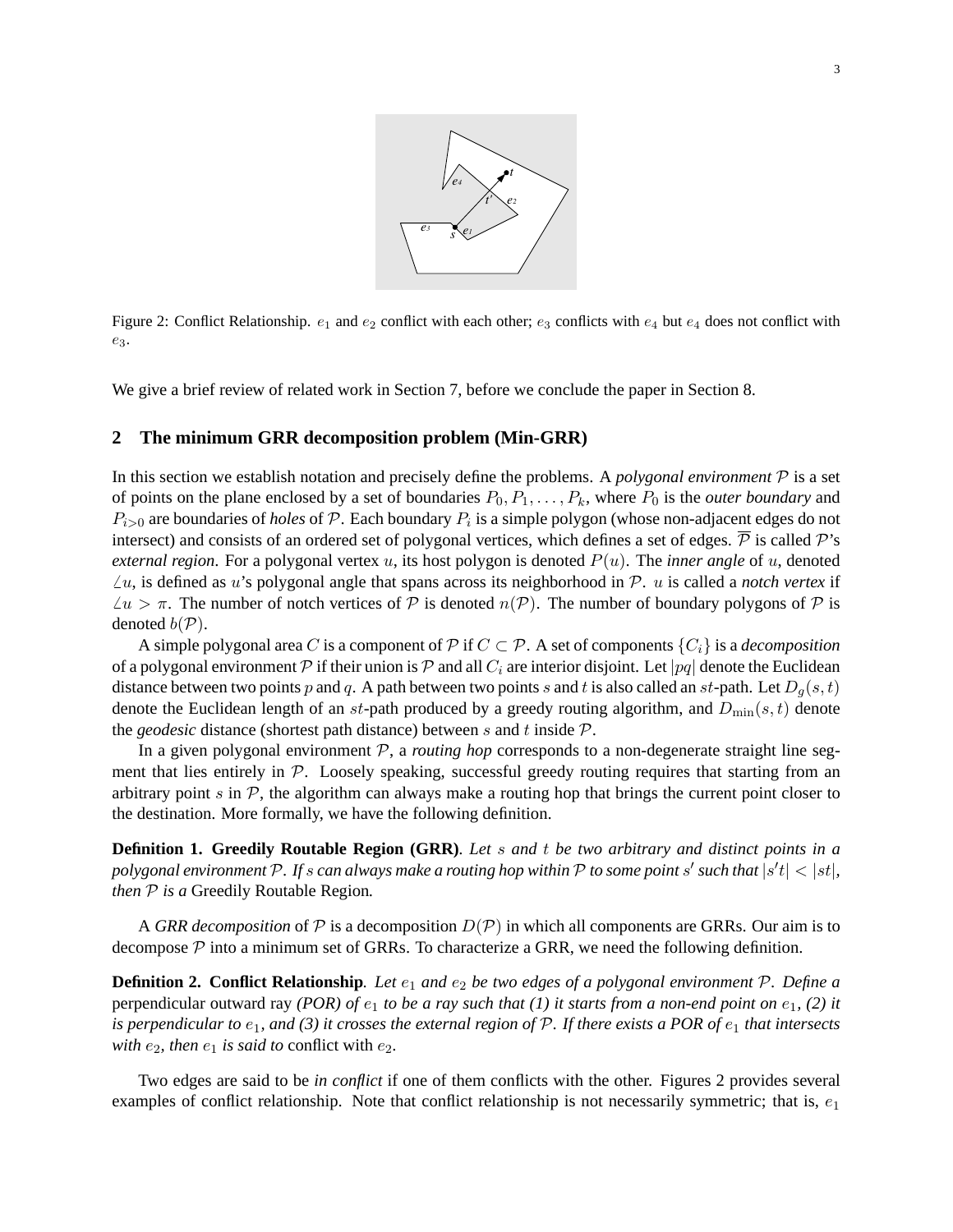Figure 2: Conflict Relationship. $e_1$ and $e_2$ conflict with each other; $e_3$ conflicts with $e_4$ but $e_4$ does not conflict with $e_3$.

We give a brief review of related work in Section 7, before we conclude the paper in Section 8.

## 2 The minimum GRR decomposition problem (Min-GRR)

In this section we establish notation and precisely define the problems. A *polygonal environment* $\mathcal{P}$ is a set of points on the plane enclosed by a set of boundaries $P_0, P_1, \ldots, P_k$, where $P_0$ is the *outer boundary* and $P_{i>0}$ are boundaries of *holes* of $\mathcal{P}$. Each boundary $P_i$ is a simple polygon (whose non-adjacent edges do not intersect) and consists of an ordered set of polygonal vertices, which defines a set of edges. $\overline{\mathcal{P}}$ is called $\mathcal{P}$'s *external region*. For a polygonal vertex $u$, its host polygon is denoted $P(u)$. The *inner angle* of $u$, denoted $\angle u$, is defined as $u$'s polygonal angle that spans across its neighborhood in $\mathcal{P}$. $u$ is called a *notch vertex* if $\angle u > \pi$. The number of notch vertices of $\mathcal{P}$ is denoted $n(\mathcal{P})$. The number of boundary polygons of $\mathcal{P}$ is denoted $b(\mathcal{P})$.

A simple polygonal area $C$ is a component of $\mathcal{P}$ if $C \subset \mathcal{P}$. A set of components $\{C_i\}$ is a *decomposition* of a polygonal environment $\mathcal{P}$ if their union is $\mathcal{P}$ and all $C_i$ are interior disjoint. Let $|pq|$ denote the Euclidean distance between two points $p$ and $q$. A path between two points $s$ and $t$ is also called an $st$-path. Let $D_g(s,t)$ denote the Euclidean length of an $st$-path produced by a greedy routing algorithm, and $D_{\min}(s,t)$ denote the *geodesic* distance (shortest path distance) between $s$ and $t$ inside $\mathcal{P}$.

In a given polygonal environment $\mathcal{P}$, a *routing hop* corresponds to a non-degenerate straight line segment that lies entirely in $\mathcal{P}$. Loosely speaking, successful greedy routing requires that starting from an arbitrary point $s$ in $\mathcal{P}$, the algorithm can always make a routing hop that brings the current point closer to the destination. More formally, we have the following definition.

**Definition 1. Greedily Routable Region (GRR)***. Let $s$ and $t$ be two arbitrary and distinct points in a polygonal environment $\mathcal{P}$. If $s$ can always make a routing hop within $\mathcal{P}$ to some point $s'$ such that $|s't| < |st|$, then $\mathcal{P}$ is a* Greedily Routable Region*.*

A *GRR decomposition* of $\mathcal{P}$ is a decomposition $D(\mathcal{P})$ in which all components are GRRs. Our aim is to decompose $\mathcal{P}$ into a minimum set of GRRs. To characterize a GRR, we need the following definition.

**Definition 2. Conflict Relationship***. Let $e_1$ and $e_2$ be two edges of a polygonal environment $\mathcal{P}$. Define a* perpendicular outward ray *(POR) of $e_1$ to be a ray such that (1) it starts from a non-end point on $e_1$, (2) it is perpendicular to $e_1$, and (3) it crosses the external region of $\mathcal{P}$. If there exists a POR of $e_1$ that intersects with $e_2$, then $e_1$ is said to* conflict with $e_2$.

Two edges are said to be *in conflict* if one of them conflicts with the other. Figures 2 provides several examples of conflict relationship. Note that conflict relationship is not necessarily symmetric; that is, $e_1$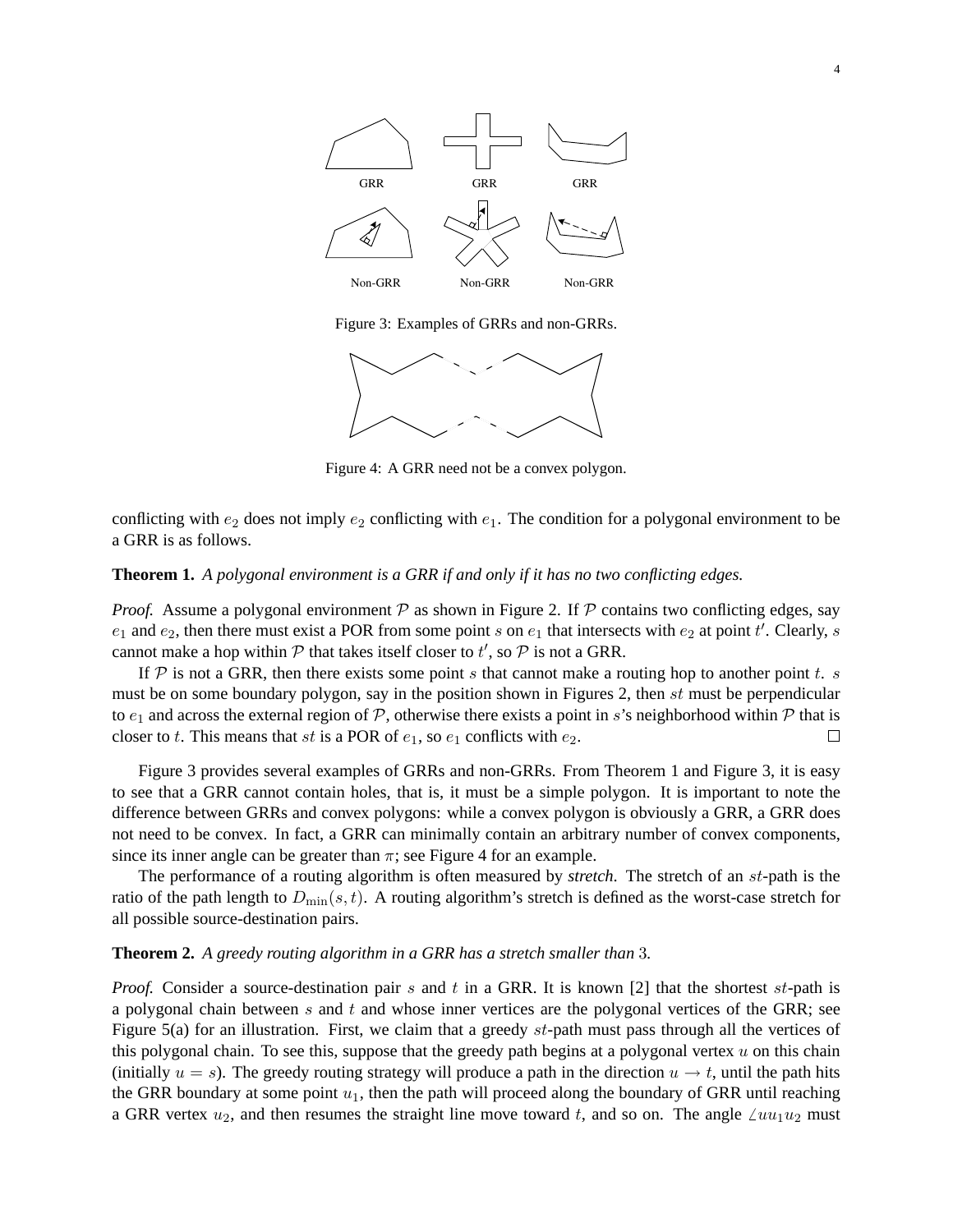GRR GRR GRR

Non-GRR Non-GRR Non-GRR

Figure 3: Examples of GRRs and non-GRRs.

Figure 4: A GRR need not be a convex polygon.

conflicting with $e_2$ does not imply $e_2$ conflicting with $e_1$. The condition for a polygonal environment to be a GRR is as follows.

**Theorem 1.** *A polygonal environment is a GRR if and only if it has no two conflicting edges.*

*Proof.* Assume a polygonal environment $\mathcal{P}$ as shown in Figure 2. If $\mathcal{P}$ contains two conflicting edges, say $e_1$ and $e_2$, then there must exist a POR from some point $s$ on $e_1$ that intersects with $e_2$ at point $t'$. Clearly, $s$ cannot make a hop within $\mathcal{P}$ that takes itself closer to $t'$, so $\mathcal{P}$ is not a GRR.

If $\mathcal{P}$ is not a GRR, then there exists some point $s$ that cannot make a routing hop to another point $t$. $s$ must be on some boundary polygon, say in the position shown in Figures 2, then $st$ must be perpendicular to $e_1$ and across the external region of $\mathcal{P}$, otherwise there exists a point in $s$'s neighborhood within $\mathcal{P}$ that is closer to $t$. This means that $st$ is a POR of $e_1$, so $e_1$ conflicts with $e_2$. □

Figure 3 provides several examples of GRRs and non-GRRs. From Theorem 1 and Figure 3, it is easy to see that a GRR cannot contain holes, that is, it must be a simple polygon. It is important to note the difference between GRRs and convex polygons: while a convex polygon is obviously a GRR, a GRR does not need to be convex. In fact, a GRR can minimally contain an arbitrary number of convex components, since its inner angle can be greater than $\pi$; see Figure 4 for an example.

The performance of a routing algorithm is often measured by *stretch*. The stretch of an $st$-path is the ratio of the path length to $D_{\min}(s, t)$. A routing algorithm's stretch is defined as the worst-case stretch for all possible source-destination pairs.

**Theorem 2.** *A greedy routing algorithm in a GRR has a stretch smaller than* $3$*.*

*Proof.* Consider a source-destination pair $s$ and $t$ in a GRR. It is known [2] that the shortest $st$-path is a polygonal chain between $s$ and $t$ and whose inner vertices are the polygonal vertices of the GRR; see Figure 5(a) for an illustration. First, we claim that a greedy $st$-path must pass through all the vertices of this polygonal chain. To see this, suppose that the greedy path begins at a polygonal vertex $u$ on this chain (initially $u = s$). The greedy routing strategy will produce a path in the direction $u \to t$, until the path hits the GRR boundary at some point $u_1$, then the path will proceed along the boundary of GRR until reaching a GRR vertex $u_2$, and then resumes the straight line move toward $t$, and so on. The angle $\angle uu_1u_2$ must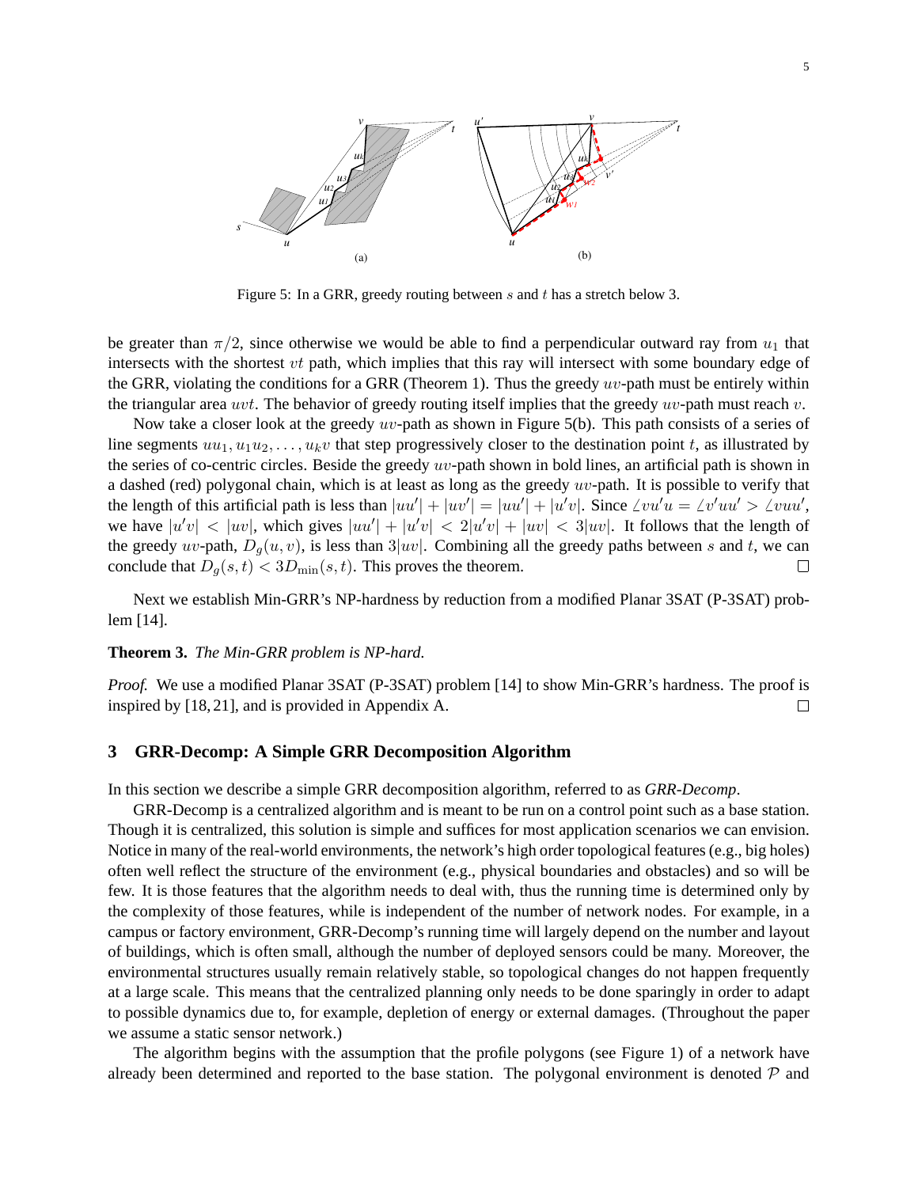Figure 5: In a GRR, greedy routing between $s$ and $t$ has a stretch below 3.

be greater than $\pi/2$, since otherwise we would be able to find a perpendicular outward ray from $u_1$ that intersects with the shortest $vt$ path, which implies that this ray will intersect with some boundary edge of the GRR, violating the conditions for a GRR (Theorem 1). Thus the greedy $uv$-path must be entirely within the triangular area $uvt$. The behavior of greedy routing itself implies that the greedy $uv$-path must reach $v$.

Now take a closer look at the greedy $uv$-path as shown in Figure 5(b). This path consists of a series of line segments $uu_1, u_1u_2, \ldots, u_kv$ that step progressively closer to the destination point $t$, as illustrated by the series of co-centric circles. Beside the greedy $uv$-path shown in bold lines, an artificial path is shown in a dashed (red) polygonal chain, which is at least as long as the greedy $uv$-path. It is possible to verify that the length of this artificial path is less than $|uu'| + |uv'| = |uu'| + |u'v|$. Since $\angle vu'u = \angle v'uu' > \angle vuu'$, we have $|u'v| < |uv|$, which gives $|uu'| + |u'v| < 2|u'v| + |uv| < 3|uv|$. It follows that the length of the greedy $uv$-path, $D_g(u, v)$, is less than $3|uv|$. Combining all the greedy paths between $s$ and $t$, we can conclude that $D_g(s, t) < 3D_{\min}(s, t)$. This proves the theorem. □

Next we establish Min-GRR's NP-hardness by reduction from a modified Planar 3SAT (P-3SAT) problem [14].

**Theorem 3.** *The Min-GRR problem is NP-hard.*

*Proof.* We use a modified Planar 3SAT (P-3SAT) problem [14] to show Min-GRR's hardness. The proof is inspired by [18, 21], and is provided in Appendix A. □

## 3 GRR-Decomp: A Simple GRR Decomposition Algorithm

In this section we describe a simple GRR decomposition algorithm, referred to as *GRR-Decomp*.

GRR-Decomp is a centralized algorithm and is meant to be run on a control point such as a base station. Though it is centralized, this solution is simple and suffices for most application scenarios we can envision. Notice in many of the real-world environments, the network's high order topological features (e.g., big holes) often well reflect the structure of the environment (e.g., physical boundaries and obstacles) and so will be few. It is those features that the algorithm needs to deal with, thus the running time is determined only by the complexity of those features, while is independent of the number of network nodes. For example, in a campus or factory environment, GRR-Decomp's running time will largely depend on the number and layout of buildings, which is often small, although the number of deployed sensors could be many. Moreover, the environmental structures usually remain relatively stable, so topological changes do not happen frequently at a large scale. This means that the centralized planning only needs to be done sparingly in order to adapt to possible dynamics due to, for example, depletion of energy or external damages. (Throughout the paper we assume a static sensor network.)

The algorithm begins with the assumption that the profile polygons (see Figure 1) of a network have already been determined and reported to the base station. The polygonal environment is denoted $\mathcal{P}$ and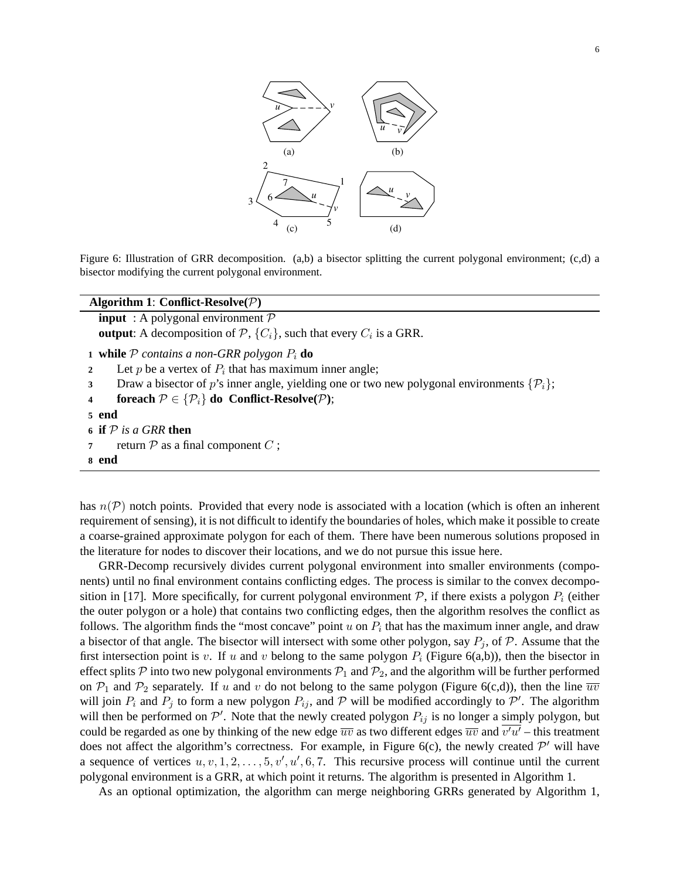Figure 6: Illustration of GRR decomposition. (a,b) a bisector splitting the current polygonal environment; (c,d) a bisector modifying the current polygonal environment.

**Algorithm 1**: **Conflict-Resolve($\mathcal{P}$)**

**input** : A polygonal environment $\mathcal{P}$

**output**: A decomposition of $\mathcal{P}$, $\{C_i\}$, such that every $C_i$ is a GRR.

```
1 while P contains a non-GRR polygon P_i do
2     Let p be a vertex of P_i that has maximum inner angle;
3     Draw a bisector of p's inner angle, yielding one or two new polygonal environments {P_i};
4     foreach P ∈ {P_i} do Conflict-Resolve(P);
5 end
6 if P is a GRR then
7     return P as a final component C ;
8 end
```

has $n(\mathcal{P})$ notch points. Provided that every node is associated with a location (which is often an inherent requirement of sensing), it is not difficult to identify the boundaries of holes, which make it possible to create a coarse-grained approximate polygon for each of them. There have been numerous solutions proposed in the literature for nodes to discover their locations, and we do not pursue this issue here.

GRR-Decomp recursively divides current polygonal environment into smaller environments (components) until no final environment contains conflicting edges. The process is similar to the convex decomposition in [17]. More specifically, for current polygonal environment $\mathcal{P}$, if there exists a polygon $P_i$ (either the outer polygon or a hole) that contains two conflicting edges, then the algorithm resolves the conflict as follows. The algorithm finds the "most concave" point $u$ on $P_i$ that has the maximum inner angle, and draw a bisector of that angle. The bisector will intersect with some other polygon, say $P_j$, of $\mathcal{P}$. Assume that the first intersection point is $v$. If $u$ and $v$ belong to the same polygon $P_i$ (Figure 6(a,b)), then the bisector in effect splits $\mathcal{P}$ into two new polygonal environments $\mathcal{P}_1$ and $\mathcal{P}_2$, and the algorithm will be further performed on $\mathcal{P}_1$ and $\mathcal{P}_2$ separately. If $u$ and $v$ do not belong to the same polygon (Figure 6(c,d)), then the line $\overline{uv}$ will join $P_i$ and $P_j$ to form a new polygon $P_{ij}$, and $\mathcal{P}$ will be modified accordingly to $\mathcal{P}'$. The algorithm will then be performed on $\mathcal{P}'$. Note that the newly created polygon $P_{ij}$ is no longer a simply polygon, but could be regarded as one by thinking of the new edge $\overline{uv}$ as two different edges $\overline{uv}$ and $\overline{v'u'}$ – this treatment does not affect the algorithm's correctness. For example, in Figure 6(c), the newly created $\mathcal{P}'$ will have a sequence of vertices $u, v, 1, 2, \ldots, 5, v', u', 6, 7$. This recursive process will continue until the current polygonal environment is a GRR, at which point it returns. The algorithm is presented in Algorithm 1.

As an optional optimization, the algorithm can merge neighboring GRRs generated by Algorithm 1,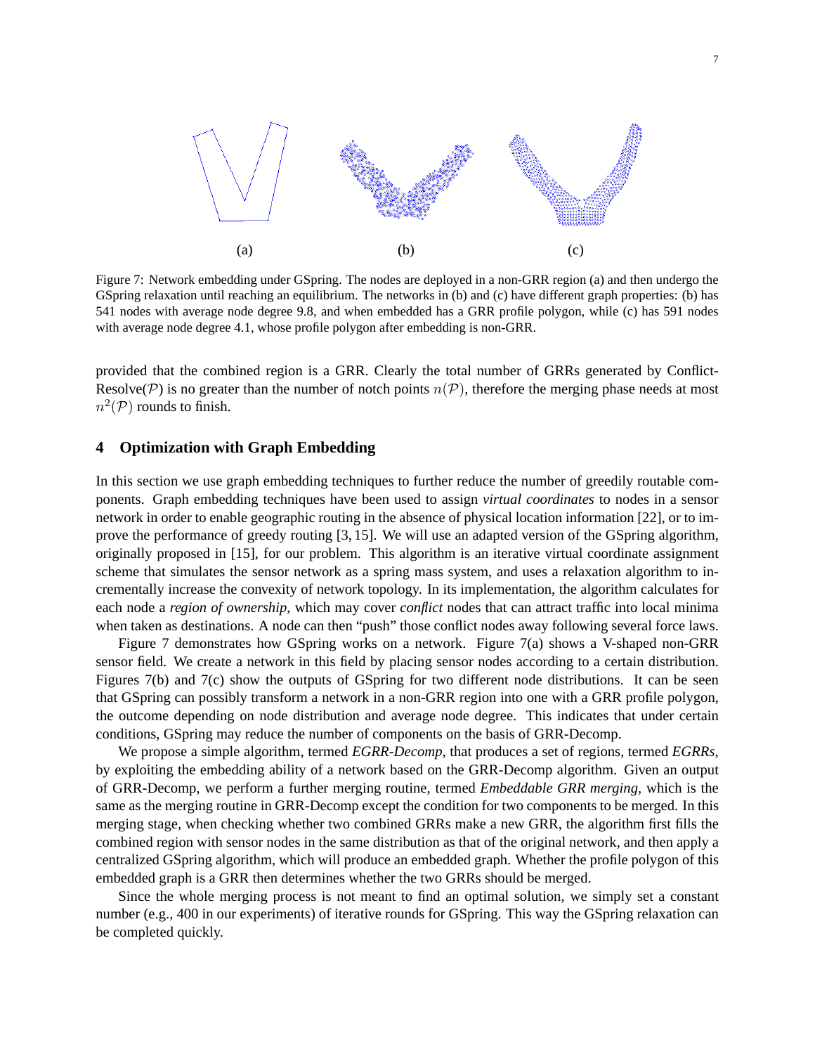(a) (b) (c)

Figure 7: Network embedding under GSpring. The nodes are deployed in a non-GRR region (a) and then undergo the GSpring relaxation until reaching an equilibrium. The networks in (b) and (c) have different graph properties: (b) has 541 nodes with average node degree 9.8, and when embedded has a GRR profile polygon, while (c) has 591 nodes with average node degree 4.1, whose profile polygon after embedding is non-GRR.

provided that the combined region is a GRR. Clearly the total number of GRRs generated by Conflict-Resolve($\mathcal{P}$) is no greater than the number of notch points $n(\mathcal{P})$, therefore the merging phase needs at most $n^2(\mathcal{P})$ rounds to finish.

## 4 Optimization with Graph Embedding

In this section we use graph embedding techniques to further reduce the number of greedily routable components. Graph embedding techniques have been used to assign *virtual coordinates* to nodes in a sensor network in order to enable geographic routing in the absence of physical location information [22], or to improve the performance of greedy routing [3, 15]. We will use an adapted version of the GSpring algorithm, originally proposed in [15], for our problem. This algorithm is an iterative virtual coordinate assignment scheme that simulates the sensor network as a spring mass system, and uses a relaxation algorithm to incrementally increase the convexity of network topology. In its implementation, the algorithm calculates for each node a *region of ownership*, which may cover *conflict* nodes that can attract traffic into local minima when taken as destinations. A node can then "push" those conflict nodes away following several force laws.

Figure 7 demonstrates how GSpring works on a network. Figure 7(a) shows a V-shaped non-GRR sensor field. We create a network in this field by placing sensor nodes according to a certain distribution. Figures 7(b) and 7(c) show the outputs of GSpring for two different node distributions. It can be seen that GSpring can possibly transform a network in a non-GRR region into one with a GRR profile polygon, the outcome depending on node distribution and average node degree. This indicates that under certain conditions, GSpring may reduce the number of components on the basis of GRR-Decomp.

We propose a simple algorithm, termed *EGRR-Decomp*, that produces a set of regions, termed *EGRRs*, by exploiting the embedding ability of a network based on the GRR-Decomp algorithm. Given an output of GRR-Decomp, we perform a further merging routine, termed *Embeddable GRR merging*, which is the same as the merging routine in GRR-Decomp except the condition for two components to be merged. In this merging stage, when checking whether two combined GRRs make a new GRR, the algorithm first fills the combined region with sensor nodes in the same distribution as that of the original network, and then apply a centralized GSpring algorithm, which will produce an embedded graph. Whether the profile polygon of this embedded graph is a GRR then determines whether the two GRRs should be merged.

Since the whole merging process is not meant to find an optimal solution, we simply set a constant number (e.g., 400 in our experiments) of iterative rounds for GSpring. This way the GSpring relaxation can be completed quickly.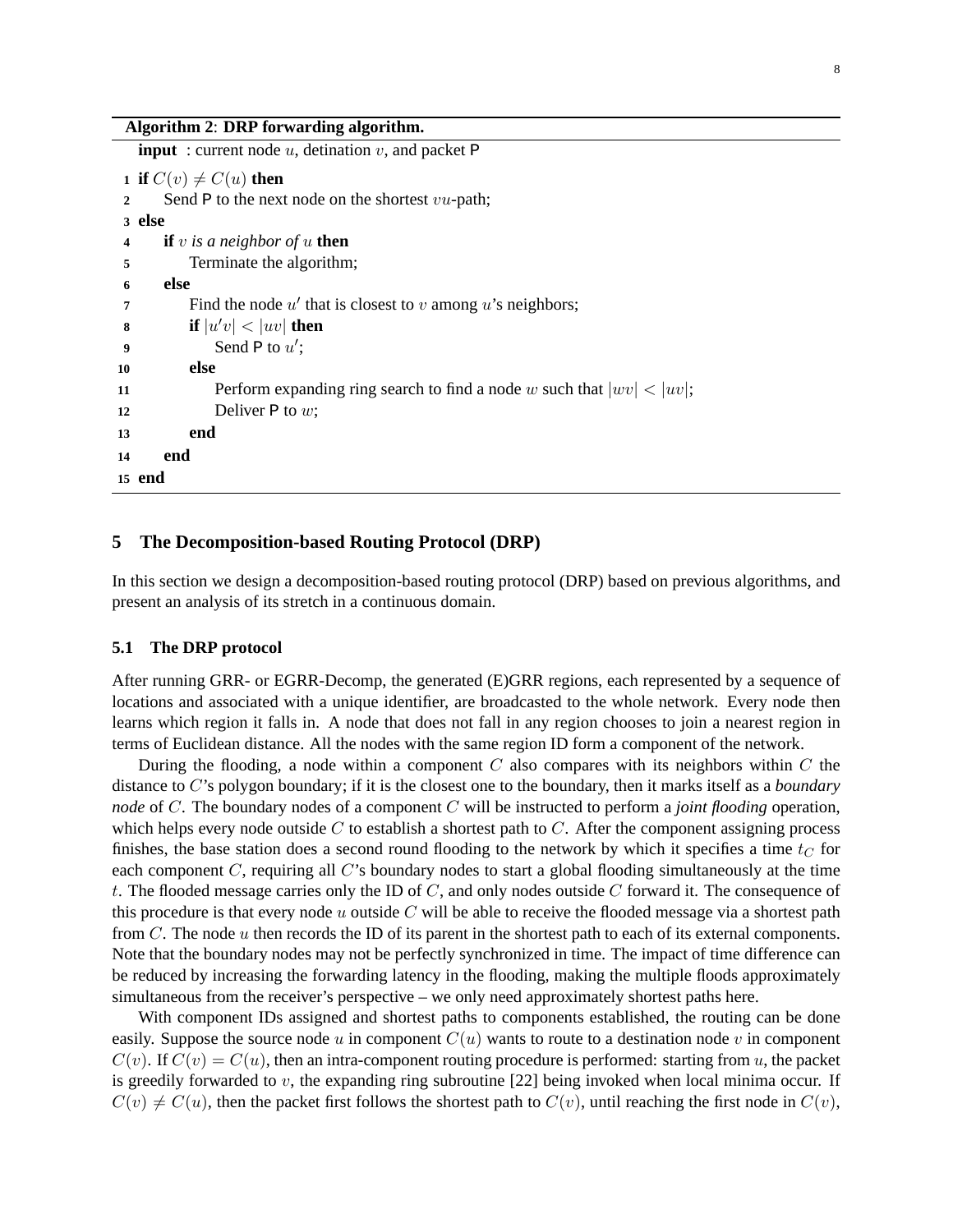**Algorithm 2**: **DRP forwarding algorithm.**

**input** : current node $u$, detination $v$, and packet P

```
1  if C(v) ≠ C(u) then
2      Send P to the next node on the shortest vu-path;
3  else
4      if v is a neighbor of u then
5          Terminate the algorithm;
6      else
7          Find the node u′ that is closest to v among u's neighbors;
8          if |u′v| < |uv| then
9              Send P to u′;
10         else
11             Perform expanding ring search to find a node w such that |wv| < |uv|;
12             Deliver P to w;
13         end
14     end
15 end
```

## 5 The Decomposition-based Routing Protocol (DRP)

In this section we design a decomposition-based routing protocol (DRP) based on previous algorithms, and present an analysis of its stretch in a continuous domain.

### 5.1 The DRP protocol

After running GRR- or EGRR-Decomp, the generated (E)GRR regions, each represented by a sequence of locations and associated with a unique identifier, are broadcasted to the whole network. Every node then learns which region it falls in. A node that does not fall in any region chooses to join a nearest region in terms of Euclidean distance. All the nodes with the same region ID form a component of the network.

During the flooding, a node within a component $C$ also compares with its neighbors within $C$ the distance to $C$'s polygon boundary; if it is the closest one to the boundary, then it marks itself as a *boundary node* of $C$. The boundary nodes of a component $C$ will be instructed to perform a *joint flooding* operation, which helps every node outside $C$ to establish a shortest path to $C$. After the component assigning process finishes, the base station does a second round flooding to the network by which it specifies a time $t_C$ for each component $C$, requiring all $C$'s boundary nodes to start a global flooding simultaneously at the time $t$. The flooded message carries only the ID of $C$, and only nodes outside $C$ forward it. The consequence of this procedure is that every node $u$ outside $C$ will be able to receive the flooded message via a shortest path from $C$. The node $u$ then records the ID of its parent in the shortest path to each of its external components. Note that the boundary nodes may not be perfectly synchronized in time. The impact of time difference can be reduced by increasing the forwarding latency in the flooding, making the multiple floods approximately simultaneous from the receiver's perspective – we only need approximately shortest paths here.

With component IDs assigned and shortest paths to components established, the routing can be done easily. Suppose the source node $u$ in component $C(u)$ wants to route to a destination node $v$ in component $C(v)$. If $C(v) = C(u)$, then an intra-component routing procedure is performed: starting from $u$, the packet is greedily forwarded to $v$, the expanding ring subroutine [22] being invoked when local minima occur. If $C(v) \neq C(u)$, then the packet first follows the shortest path to $C(v)$, until reaching the first node in $C(v)$,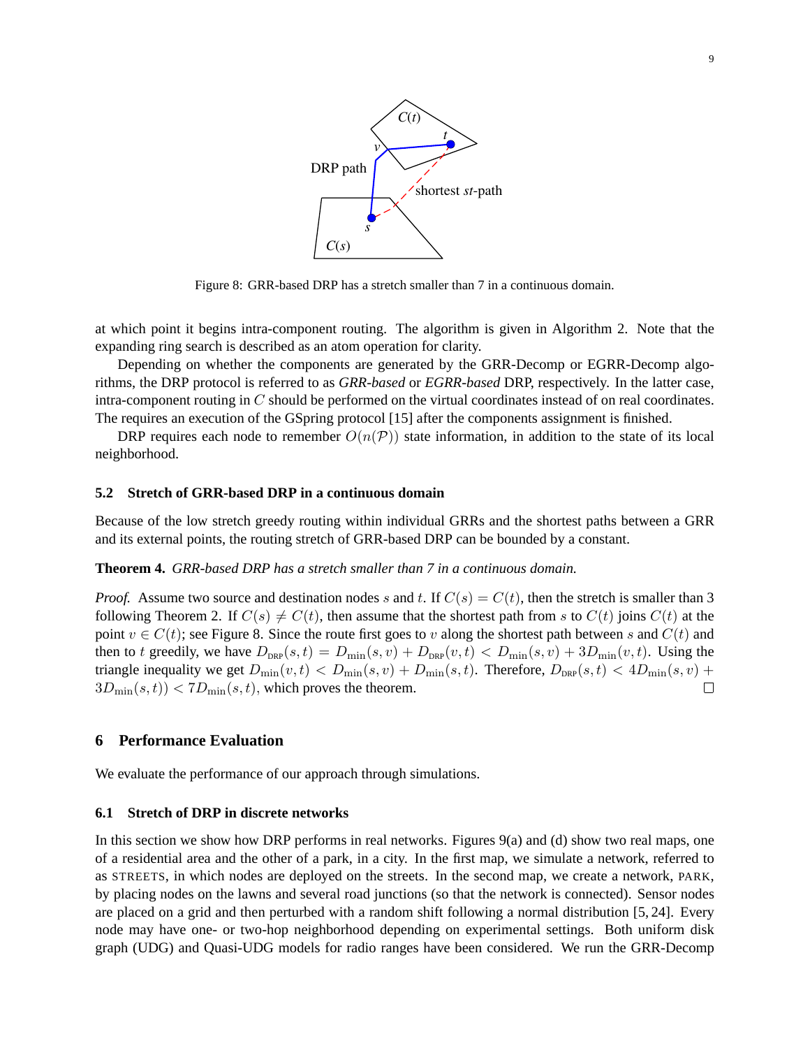Figure 8: GRR-based DRP has a stretch smaller than 7 in a continuous domain.

at which point it begins intra-component routing. The algorithm is given in Algorithm 2. Note that the expanding ring search is described as an atom operation for clarity.

Depending on whether the components are generated by the GRR-Decomp or EGRR-Decomp algorithms, the DRP protocol is referred to as *GRR-based* or *EGRR-based* DRP, respectively. In the latter case, intra-component routing in $C$ should be performed on the virtual coordinates instead of on real coordinates. The requires an execution of the GSpring protocol [15] after the components assignment is finished.

DRP requires each node to remember $O(n(\mathcal{P}))$ state information, in addition to the state of its local neighborhood.

### 5.2 Stretch of GRR-based DRP in a continuous domain

Because of the low stretch greedy routing within individual GRRs and the shortest paths between a GRR and its external points, the routing stretch of GRR-based DRP can be bounded by a constant.

**Theorem 4.** *GRR-based DRP has a stretch smaller than 7 in a continuous domain.*

*Proof.* Assume two source and destination nodes $s$ and $t$. If $C(s) = C(t)$, then the stretch is smaller than 3 following Theorem 2. If $C(s) \neq C(t)$, then assume that the shortest path from $s$ to $C(t)$ joins $C(t)$ at the point $v \in C(t)$; see Figure 8. Since the route first goes to $v$ along the shortest path between $s$ and $C(t)$ and then to $t$ greedily, we have $D_{\text{DRP}}(s,t) = D_{\min}(s,v) + D_{\text{DRP}}(v,t) < D_{\min}(s,v) + 3D_{\min}(v,t)$. Using the triangle inequality we get $D_{\min}(v,t) < D_{\min}(s,v) + D_{\min}(s,t)$. Therefore, $D_{\text{DRP}}(s,t) < 4D_{\min}(s,v) + 3D_{\min}(s,t)) < 7D_{\min}(s,t)$, which proves the theorem. $\square$

## 6 Performance Evaluation

We evaluate the performance of our approach through simulations.

### 6.1 Stretch of DRP in discrete networks

In this section we show how DRP performs in real networks. Figures 9(a) and (d) show two real maps, one of a residential area and the other of a park, in a city. In the first map, we simulate a network, referred to as STREETS, in which nodes are deployed on the streets. In the second map, we create a network, PARK, by placing nodes on the lawns and several road junctions (so that the network is connected). Sensor nodes are placed on a grid and then perturbed with a random shift following a normal distribution [5, 24]. Every node may have one- or two-hop neighborhood depending on experimental settings. Both uniform disk graph (UDG) and Quasi-UDG models for radio ranges have been considered. We run the GRR-Decomp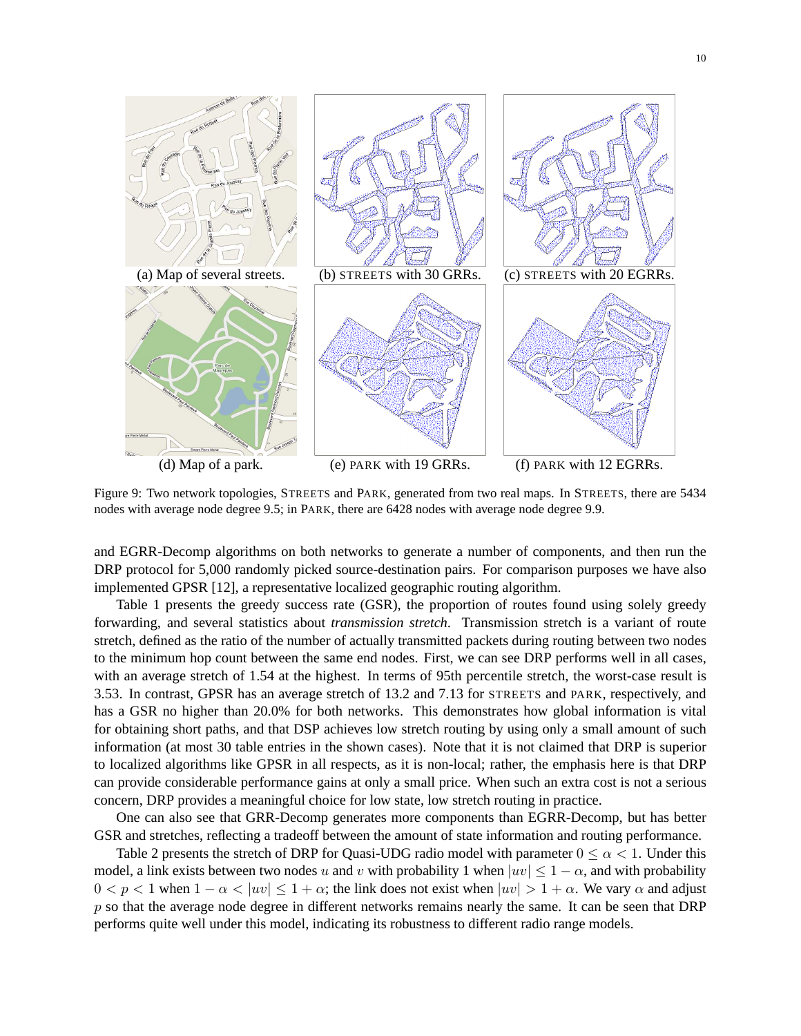(a) Map of several streets. (b) STREETS with 30 GRRs. (c) STREETS with 20 EGRRs.

(d) Map of a park. (e) PARK with 19 GRRs. (f) PARK with 12 EGRRs.

Figure 9: Two network topologies, STREETS and PARK, generated from two real maps. In STREETS, there are 5434 nodes with average node degree 9.5; in PARK, there are 6428 nodes with average node degree 9.9.

and EGRR-Decomp algorithms on both networks to generate a number of components, and then run the DRP protocol for 5,000 randomly picked source-destination pairs. For comparison purposes we have also implemented GPSR [12], a representative localized geographic routing algorithm.

Table 1 presents the greedy success rate (GSR), the proportion of routes found using solely greedy forwarding, and several statistics about *transmission stretch*. Transmission stretch is a variant of route stretch, defined as the ratio of the number of actually transmitted packets during routing between two nodes to the minimum hop count between the same end nodes. First, we can see DRP performs well in all cases, with an average stretch of 1.54 at the highest. In terms of 95th percentile stretch, the worst-case result is 3.53. In contrast, GPSR has an average stretch of 13.2 and 7.13 for STREETS and PARK, respectively, and has a GSR no higher than 20.0% for both networks. This demonstrates how global information is vital for obtaining short paths, and that DSP achieves low stretch routing by using only a small amount of such information (at most 30 table entries in the shown cases). Note that it is not claimed that DRP is superior to localized algorithms like GPSR in all respects, as it is non-local; rather, the emphasis here is that DRP can provide considerable performance gains at only a small price. When such an extra cost is not a serious concern, DRP provides a meaningful choice for low state, low stretch routing in practice.

One can also see that GRR-Decomp generates more components than EGRR-Decomp, but has better GSR and stretches, reflecting a tradeoff between the amount of state information and routing performance.

Table 2 presents the stretch of DRP for Quasi-UDG radio model with parameter $0 \leq \alpha < 1$. Under this model, a link exists between two nodes $u$ and $v$ with probability 1 when $|uv| \leq 1 - \alpha$, and with probability $0 < p < 1$ when $1 - \alpha < |uv| \leq 1 + \alpha$; the link does not exist when $|uv| > 1 + \alpha$. We vary $\alpha$ and adjust $p$ so that the average node degree in different networks remains nearly the same. It can be seen that DRP performs quite well under this model, indicating its robustness to different radio range models.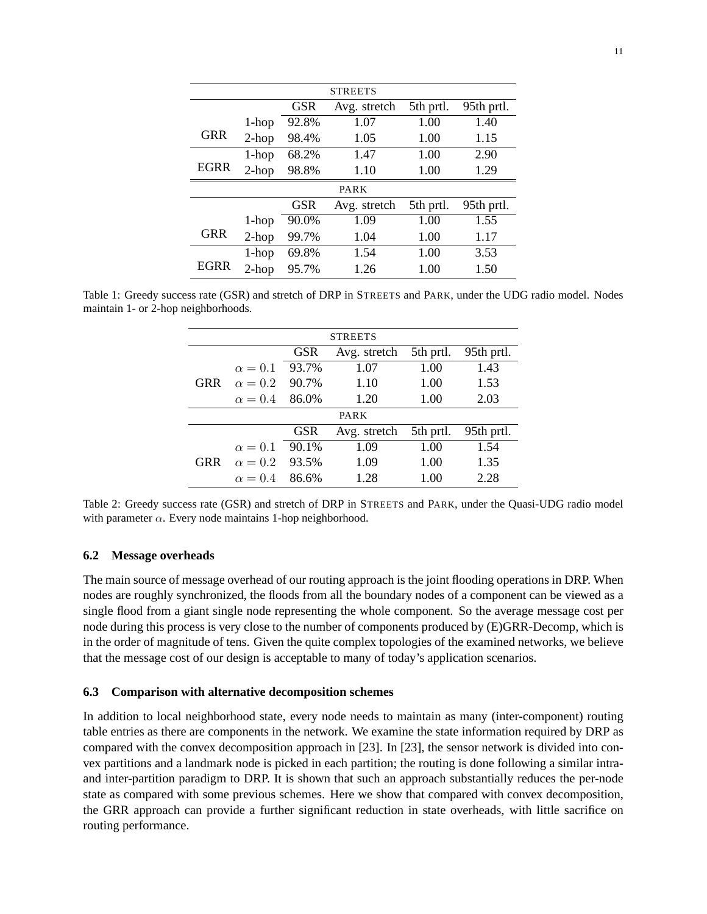| STREETS | | | | | |
|---|---|---|---|---|---|
| | | GSR | Avg. stretch | 5th prtl. | 95th prtl. |
| GRR | 1-hop | 92.8% | 1.07 | 1.00 | 1.40 |
| | 2-hop | 98.4% | 1.05 | 1.00 | 1.15 |
| EGRR | 1-hop | 68.2% | 1.47 | 1.00 | 2.90 |
| | 2-hop | 98.8% | 1.10 | 1.00 | 1.29 |
| PARK | | | | | |
| | | GSR | Avg. stretch | 5th prtl. | 95th prtl. |
| GRR | 1-hop | 90.0% | 1.09 | 1.00 | 1.55 |
| | 2-hop | 99.7% | 1.04 | 1.00 | 1.17 |
| EGRR | 1-hop | 69.8% | 1.54 | 1.00 | 3.53 |
| | 2-hop | 95.7% | 1.26 | 1.00 | 1.50 |

Table 1: Greedy success rate (GSR) and stretch of DRP in STREETS and PARK, under the UDG radio model. Nodes maintain 1- or 2-hop neighborhoods.

| STREETS | | | | | |
|---|---|---|---|---|---|
| | | GSR | Avg. stretch | 5th prtl. | 95th prtl. |
| GRR | $\alpha = 0.1$ | 93.7% | 1.07 | 1.00 | 1.43 |
| | $\alpha = 0.2$ | 90.7% | 1.10 | 1.00 | 1.53 |
| | $\alpha = 0.4$ | 86.0% | 1.20 | 1.00 | 2.03 |
| PARK | | | | | |
| | | GSR | Avg. stretch | 5th prtl. | 95th prtl. |
| GRR | $\alpha = 0.1$ | 90.1% | 1.09 | 1.00 | 1.54 |
| | $\alpha = 0.2$ | 93.5% | 1.09 | 1.00 | 1.35 |
| | $\alpha = 0.4$ | 86.6% | 1.28 | 1.00 | 2.28 |

Table 2: Greedy success rate (GSR) and stretch of DRP in STREETS and PARK, under the Quasi-UDG radio model with parameter $\alpha$. Every node maintains 1-hop neighborhood.

### 6.2 Message overheads

The main source of message overhead of our routing approach is the joint flooding operations in DRP. When nodes are roughly synchronized, the floods from all the boundary nodes of a component can be viewed as a single flood from a giant single node representing the whole component. So the average message cost per node during this process is very close to the number of components produced by (E)GRR-Decomp, which is in the order of magnitude of tens. Given the quite complex topologies of the examined networks, we believe that the message cost of our design is acceptable to many of today's application scenarios.

### 6.3 Comparison with alternative decomposition schemes

In addition to local neighborhood state, every node needs to maintain as many (inter-component) routing table entries as there are components in the network. We examine the state information required by DRP as compared with the convex decomposition approach in [23]. In [23], the sensor network is divided into convex partitions and a landmark node is picked in each partition; the routing is done following a similar intra- and inter-partition paradigm to DRP. It is shown that such an approach substantially reduces the per-node state as compared with some previous schemes. Here we show that compared with convex decomposition, the GRR approach can provide a further significant reduction in state overheads, with little sacrifice on routing performance.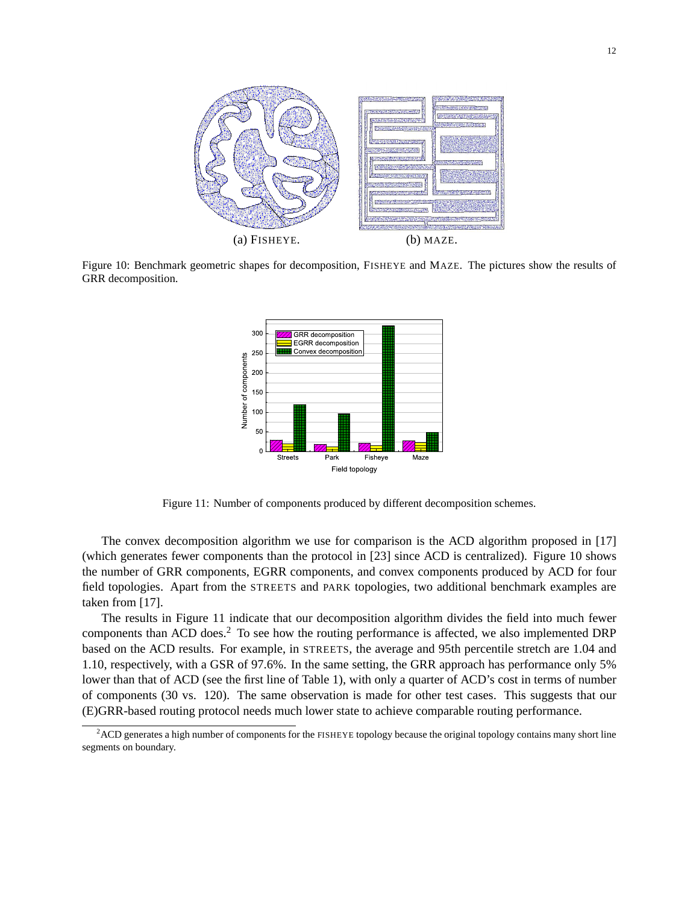(a) FISHEYE. (b) MAZE.

Figure 10: Benchmark geometric shapes for decomposition, FISHEYE and MAZE. The pictures show the results of GRR decomposition.

Figure 11: Number of components produced by different decomposition schemes.

The convex decomposition algorithm we use for comparison is the ACD algorithm proposed in [17] (which generates fewer components than the protocol in [23] since ACD is centralized). Figure 10 shows the number of GRR components, EGRR components, and convex components produced by ACD for four field topologies. Apart from the STREETS and PARK topologies, two additional benchmark examples are taken from [17].

The results in Figure 11 indicate that our decomposition algorithm divides the field into much fewer components than ACD does.[2] To see how the routing performance is affected, we also implemented DRP based on the ACD results. For example, in STREETS, the average and 95th percentile stretch are 1.04 and 1.10, respectively, with a GSR of 97.6%. In the same setting, the GRR approach has performance only 5% lower than that of ACD (see the first line of Table 1), with only a quarter of ACD's cost in terms of number of components (30 vs. 120). The same observation is made for other test cases. This suggests that our (E)GRR-based routing protocol needs much lower state to achieve comparable routing performance.

[2] ACD generates a high number of components for the FISHEYE topology because the original topology contains many short line segments on boundary.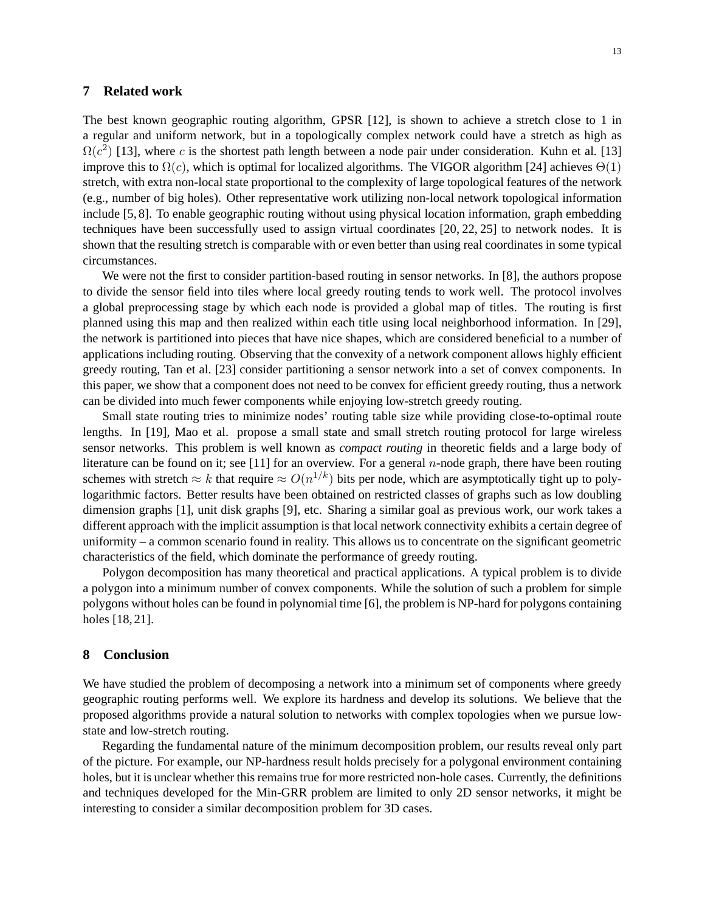## 7 Related work

The best known geographic routing algorithm, GPSR [12], is shown to achieve a stretch close to 1 in a regular and uniform network, but in a topologically complex network could have a stretch as high as $\Omega(c^2)$ [13], where $c$ is the shortest path length between a node pair under consideration. Kuhn et al. [13] improve this to $\Omega(c)$, which is optimal for localized algorithms. The VIGOR algorithm [24] achieves $\Theta(1)$ stretch, with extra non-local state proportional to the complexity of large topological features of the network (e.g., number of big holes). Other representative work utilizing non-local network topological information include [5, 8]. To enable geographic routing without using physical location information, graph embedding techniques have been successfully used to assign virtual coordinates [20, 22, 25] to network nodes. It is shown that the resulting stretch is comparable with or even better than using real coordinates in some typical circumstances.

We were not the first to consider partition-based routing in sensor networks. In [8], the authors propose to divide the sensor field into tiles where local greedy routing tends to work well. The protocol involves a global preprocessing stage by which each node is provided a global map of titles. The routing is first planned using this map and then realized within each title using local neighborhood information. In [29], the network is partitioned into pieces that have nice shapes, which are considered beneficial to a number of applications including routing. Observing that the convexity of a network component allows highly efficient greedy routing, Tan et al. [23] consider partitioning a sensor network into a set of convex components. In this paper, we show that a component does not need to be convex for efficient greedy routing, thus a network can be divided into much fewer components while enjoying low-stretch greedy routing.

Small state routing tries to minimize nodes' routing table size while providing close-to-optimal route lengths. In [19], Mao et al. propose a small state and small stretch routing protocol for large wireless sensor networks. This problem is well known as *compact routing* in theoretic fields and a large body of literature can be found on it; see [11] for an overview. For a general $n$-node graph, there have been routing schemes with stretch $\approx k$ that require $\approx O(n^{1/k})$ bits per node, which are asymptotically tight up to poly-logarithmic factors. Better results have been obtained on restricted classes of graphs such as low doubling dimension graphs [1], unit disk graphs [9], etc. Sharing a similar goal as previous work, our work takes a different approach with the implicit assumption is that local network connectivity exhibits a certain degree of uniformity – a common scenario found in reality. This allows us to concentrate on the significant geometric characteristics of the field, which dominate the performance of greedy routing.

Polygon decomposition has many theoretical and practical applications. A typical problem is to divide a polygon into a minimum number of convex components. While the solution of such a problem for simple polygons without holes can be found in polynomial time [6], the problem is NP-hard for polygons containing holes [18, 21].

## 8 Conclusion

We have studied the problem of decomposing a network into a minimum set of components where greedy geographic routing performs well. We explore its hardness and develop its solutions. We believe that the proposed algorithms provide a natural solution to networks with complex topologies when we pursue low-state and low-stretch routing.

Regarding the fundamental nature of the minimum decomposition problem, our results reveal only part of the picture. For example, our NP-hardness result holds precisely for a polygonal environment containing holes, but it is unclear whether this remains true for more restricted non-hole cases. Currently, the definitions and techniques developed for the Min-GRR problem are limited to only 2D sensor networks, it might be interesting to consider a similar decomposition problem for 3D cases.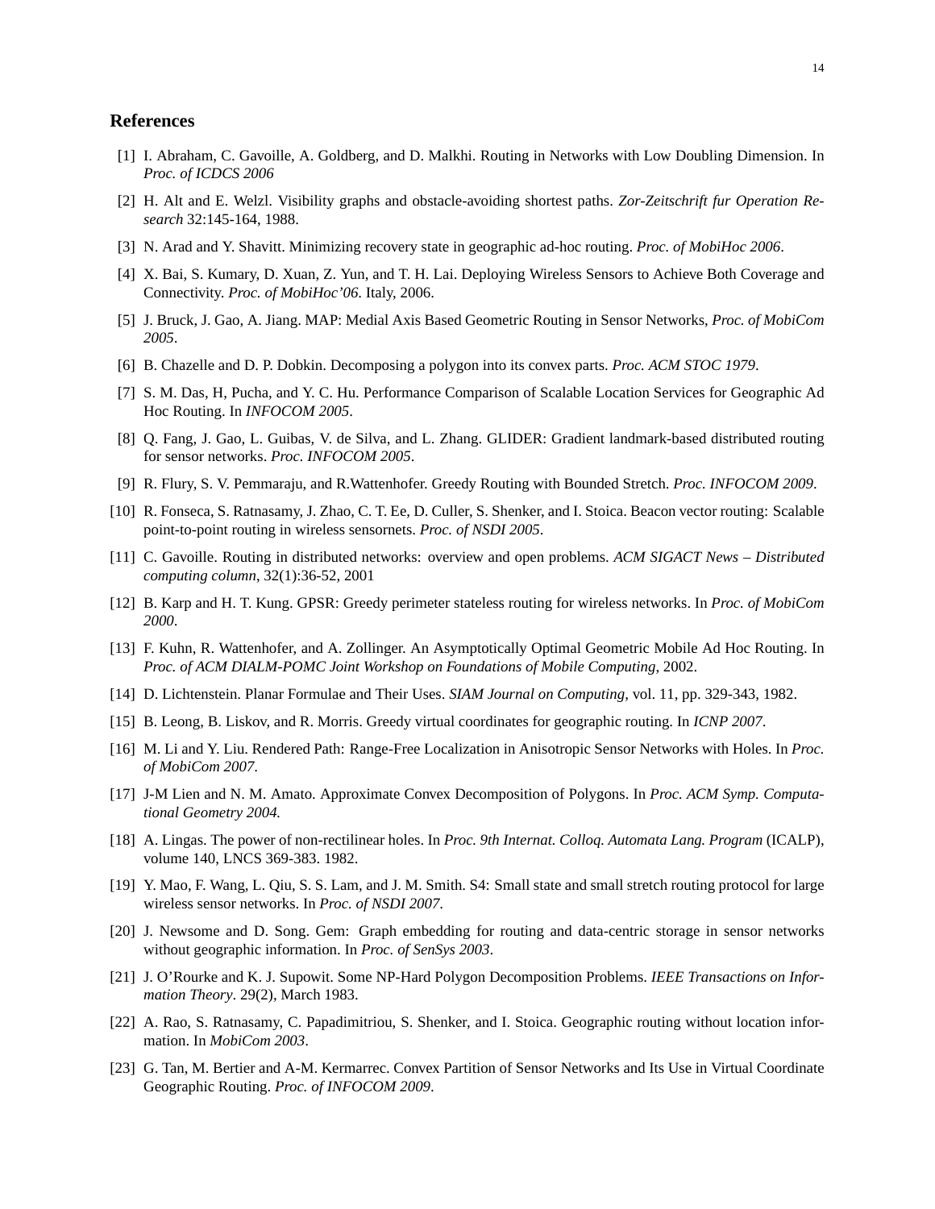## References

[1] I. Abraham, C. Gavoille, A. Goldberg, and D. Malkhi. Routing in Networks with Low Doubling Dimension. In *Proc. of ICDCS 2006*

[2] H. Alt and E. Welzl. Visibility graphs and obstacle-avoiding shortest paths. *Zor-Zeitschrift fur Operation Research* 32:145-164, 1988.

[3] N. Arad and Y. Shavitt. Minimizing recovery state in geographic ad-hoc routing. *Proc. of MobiHoc 2006*.

[4] X. Bai, S. Kumary, D. Xuan, Z. Yun, and T. H. Lai. Deploying Wireless Sensors to Achieve Both Coverage and Connectivity. *Proc. of MobiHoc'06*. Italy, 2006.

[5] J. Bruck, J. Gao, A. Jiang. MAP: Medial Axis Based Geometric Routing in Sensor Networks, *Proc. of MobiCom 2005*.

[6] B. Chazelle and D. P. Dobkin. Decomposing a polygon into its convex parts. *Proc. ACM STOC 1979*.

[7] S. M. Das, H, Pucha, and Y. C. Hu. Performance Comparison of Scalable Location Services for Geographic Ad Hoc Routing. In *INFOCOM 2005*.

[8] Q. Fang, J. Gao, L. Guibas, V. de Silva, and L. Zhang. GLIDER: Gradient landmark-based distributed routing for sensor networks. *Proc. INFOCOM 2005*.

[9] R. Flury, S. V. Pemmaraju, and R.Wattenhofer. Greedy Routing with Bounded Stretch. *Proc. INFOCOM 2009*.

[10] R. Fonseca, S. Ratnasamy, J. Zhao, C. T. Ee, D. Culler, S. Shenker, and I. Stoica. Beacon vector routing: Scalable point-to-point routing in wireless sensornets. *Proc. of NSDI 2005*.

[11] C. Gavoille. Routing in distributed networks: overview and open problems. *ACM SIGACT News – Distributed computing column*, 32(1):36-52, 2001

[12] B. Karp and H. T. Kung. GPSR: Greedy perimeter stateless routing for wireless networks. In *Proc. of MobiCom 2000*.

[13] F. Kuhn, R. Wattenhofer, and A. Zollinger. An Asymptotically Optimal Geometric Mobile Ad Hoc Routing. In *Proc. of ACM DIALM-POMC Joint Workshop on Foundations of Mobile Computing*, 2002.

[14] D. Lichtenstein. Planar Formulae and Their Uses. *SIAM Journal on Computing*, vol. 11, pp. 329-343, 1982.

[15] B. Leong, B. Liskov, and R. Morris. Greedy virtual coordinates for geographic routing. In *ICNP 2007*.

[16] M. Li and Y. Liu. Rendered Path: Range-Free Localization in Anisotropic Sensor Networks with Holes. In *Proc. of MobiCom 2007*.

[17] J-M Lien and N. M. Amato. Approximate Convex Decomposition of Polygons. In *Proc. ACM Symp. Computational Geometry 2004.*

[18] A. Lingas. The power of non-rectilinear holes. In *Proc. 9th Internat. Colloq. Automata Lang. Program* (ICALP), volume 140, LNCS 369-383. 1982.

[19] Y. Mao, F. Wang, L. Qiu, S. S. Lam, and J. M. Smith. S4: Small state and small stretch routing protocol for large wireless sensor networks. In *Proc. of NSDI 2007*.

[20] J. Newsome and D. Song. Gem: Graph embedding for routing and data-centric storage in sensor networks without geographic information. In *Proc. of SenSys 2003*.

[21] J. O'Rourke and K. J. Supowit. Some NP-Hard Polygon Decomposition Problems. *IEEE Transactions on Information Theory*. 29(2), March 1983.

[22] A. Rao, S. Ratnasamy, C. Papadimitriou, S. Shenker, and I. Stoica. Geographic routing without location information. In *MobiCom 2003*.

[23] G. Tan, M. Bertier and A-M. Kermarrec. Convex Partition of Sensor Networks and Its Use in Virtual Coordinate Geographic Routing. *Proc. of INFOCOM 2009*.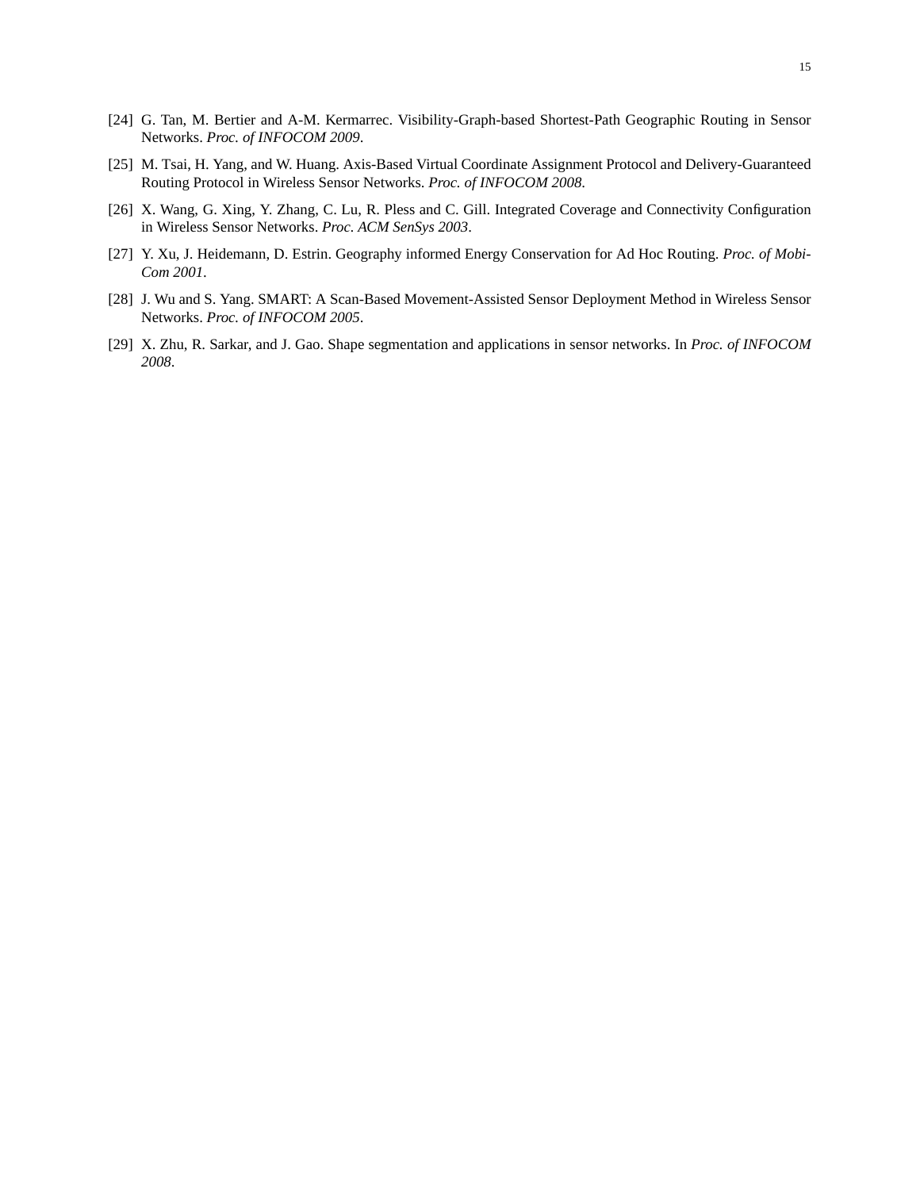[24] G. Tan, M. Bertier and A-M. Kermarrec. Visibility-Graph-based Shortest-Path Geographic Routing in Sensor Networks. *Proc. of INFOCOM 2009*.

[25] M. Tsai, H. Yang, and W. Huang. Axis-Based Virtual Coordinate Assignment Protocol and Delivery-Guaranteed Routing Protocol in Wireless Sensor Networks. *Proc. of INFOCOM 2008*.

[26] X. Wang, G. Xing, Y. Zhang, C. Lu, R. Pless and C. Gill. Integrated Coverage and Connectivity Configuration in Wireless Sensor Networks. *Proc. ACM SenSys 2003*.

[27] Y. Xu, J. Heidemann, D. Estrin. Geography informed Energy Conservation for Ad Hoc Routing. *Proc. of MobiCom 2001*.

[28] J. Wu and S. Yang. SMART: A Scan-Based Movement-Assisted Sensor Deployment Method in Wireless Sensor Networks. *Proc. of INFOCOM 2005*.

[29] X. Zhu, R. Sarkar, and J. Gao. Shape segmentation and applications in sensor networks. In *Proc. of INFOCOM 2008*.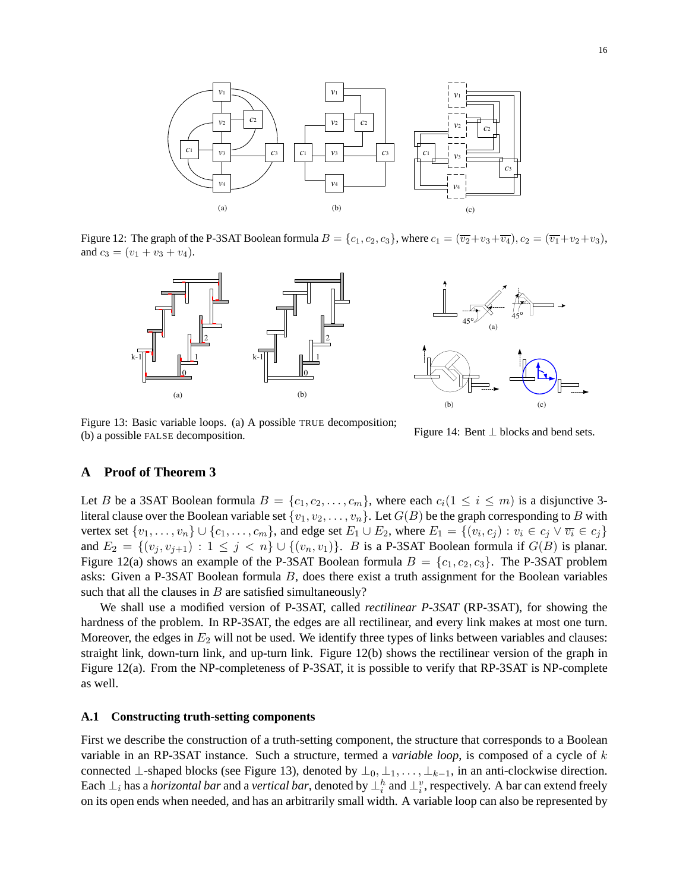Figure 12: The graph of the P-3SAT Boolean formula $B = \{c_1, c_2, c_3\}$, where $c_1 = (\overline{v_2} + v_3 + \overline{v_4})$, $c_2 = (\overline{v_1} + v_2 + v_3)$, and $c_3 = (v_1 + v_3 + v_4)$.

Figure 13: Basic variable loops. (a) A possible TRUE decomposition; (b) a possible FALSE decomposition.

Figure 14: Bent $\perp$ blocks and bend sets.

## A Proof of Theorem 3

Let $B$ be a 3SAT Boolean formula $B = \{c_1, c_2, \ldots, c_m\}$, where each $c_i (1 \leq i \leq m)$ is a disjunctive 3-literal clause over the Boolean variable set $\{v_1, v_2, \ldots, v_n\}$. Let $G(B)$ be the graph corresponding to $B$ with vertex set $\{v_1, \ldots, v_n\} \cup \{c_1, \ldots, c_m\}$, and edge set $E_1 \cup E_2$, where $E_1 = \{(v_i, c_j) : v_i \in c_j \vee \overline{v_i} \in c_j\}$ and $E_2 = \{(v_j, v_{j+1}) : 1 \leq j < n\} \cup \{(v_n, v_1)\}$. $B$ is a P-3SAT Boolean formula if $G(B)$ is planar. Figure 12(a) shows an example of the P-3SAT Boolean formula $B = \{c_1, c_2, c_3\}$. The P-3SAT problem asks: Given a P-3SAT Boolean formula $B$, does there exist a truth assignment for the Boolean variables such that all the clauses in $B$ are satisfied simultaneously?

We shall use a modified version of P-3SAT, called *rectilinear P-3SAT* (RP-3SAT), for showing the hardness of the problem. In RP-3SAT, the edges are all rectilinear, and every link makes at most one turn. Moreover, the edges in $E_2$ will not be used. We identify three types of links between variables and clauses: straight link, down-turn link, and up-turn link. Figure 12(b) shows the rectilinear version of the graph in Figure 12(a). From the NP-completeness of P-3SAT, it is possible to verify that RP-3SAT is NP-complete as well.

### A.1 Constructing truth-setting components

First we describe the construction of a truth-setting component, the structure that corresponds to a Boolean variable in an RP-3SAT instance. Such a structure, termed a *variable loop*, is composed of a cycle of $k$ connected $\perp$-shaped blocks (see Figure 13), denoted by $\perp_0, \perp_1, \ldots, \perp_{k-1}$, in an anti-clockwise direction. Each $\perp_i$ has a *horizontal bar* and a *vertical bar*, denoted by $\perp_i^h$ and $\perp_i^v$, respectively. A bar can extend freely on its open ends when needed, and has an arbitrarily small width. A variable loop can also be represented by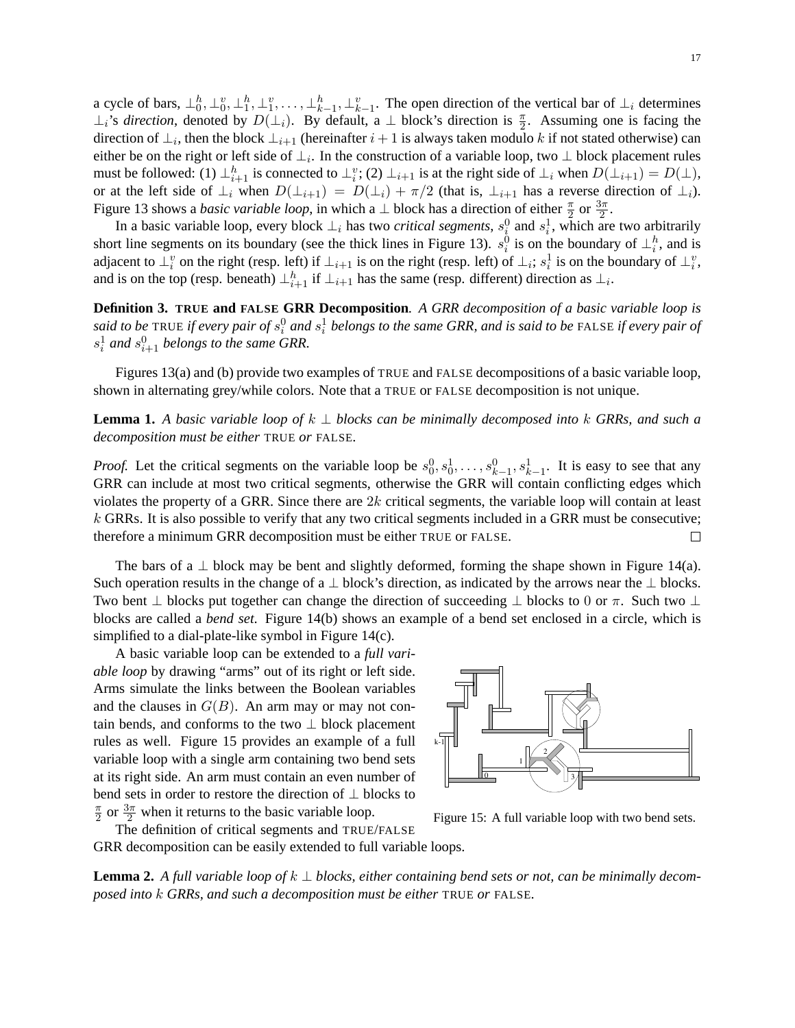a cycle of bars, $\perp_0^h, \perp_0^v, \perp_1^h, \perp_1^v, \ldots, \perp_{k-1}^h, \perp_{k-1}^v$. The open direction of the vertical bar of $\perp_i$ determines $\perp_i$'s *direction*, denoted by $D(\perp_i)$. By default, a $\perp$ block's direction is $\frac{\pi}{2}$. Assuming one is facing the direction of $\perp_i$, then the block $\perp_{i+1}$ (hereinafter $i+1$ is always taken modulo $k$ if not stated otherwise) can either be on the right or left side of $\perp_i$. In the construction of a variable loop, two $\perp$ block placement rules must be followed: (1) $\perp_{i+1}^h$ is connected to $\perp_i^v$; (2) $\perp_{i+1}$ is at the right side of $\perp_i$ when $D(\perp_{i+1}) = D(\perp)$, or at the left side of $\perp_i$ when $D(\perp_{i+1}) = D(\perp_i) + \pi/2$ (that is, $\perp_{i+1}$ has a reverse direction of $\perp_i$). Figure 13 shows a *basic variable loop*, in which a $\perp$ block has a direction of either $\frac{\pi}{2}$ or $\frac{3\pi}{2}$.

In a basic variable loop, every block $\perp_i$ has two *critical segments*, $s_i^0$ and $s_i^1$, which are two arbitrarily short line segments on its boundary (see the thick lines in Figure 13). $s_i^0$ is on the boundary of $\perp_i^h$, and is adjacent to $\perp_i^v$ on the right (resp. left) if $\perp_{i+1}$ is on the right (resp. left) of $\perp_i$; $s_i^1$ is on the boundary of $\perp_i^v$, and is on the top (resp. beneath) $\perp_{i+1}^h$ if $\perp_{i+1}$ has the same (resp. different) direction as $\perp_i$.

**Definition 3. TRUE and FALSE GRR Decomposition***. A GRR decomposition of a basic variable loop is said to be* TRUE *if every pair of $s_i^0$ and $s_i^1$ belongs to the same GRR, and is said to be* FALSE *if every pair of $s_i^1$ and $s_{i+1}^0$ belongs to the same GRR.*

Figures 13(a) and (b) provide two examples of TRUE and FALSE decompositions of a basic variable loop, shown in alternating grey/while colors. Note that a TRUE or FALSE decomposition is not unique.

**Lemma 1.** *A basic variable loop of $k$ $\perp$ blocks can be minimally decomposed into $k$ GRRs, and such a decomposition must be either* TRUE *or* FALSE*.*

*Proof.* Let the critical segments on the variable loop be $s_0^0, s_0^1, \ldots, s_{k-1}^0, s_{k-1}^1$. It is easy to see that any GRR can include at most two critical segments, otherwise the GRR will contain conflicting edges which violates the property of a GRR. Since there are $2k$ critical segments, the variable loop will contain at least $k$ GRRs. It is also possible to verify that any two critical segments included in a GRR must be consecutive; therefore a minimum GRR decomposition must be either TRUE or FALSE. □

The bars of a $\perp$ block may be bent and slightly deformed, forming the shape shown in Figure 14(a). Such operation results in the change of a $\perp$ block's direction, as indicated by the arrows near the $\perp$ blocks. Two bent $\perp$ blocks put together can change the direction of succeeding $\perp$ blocks to $0$ or $\pi$. Such two $\perp$ blocks are called a *bend set*. Figure 14(b) shows an example of a bend set enclosed in a circle, which is simplified to a dial-plate-like symbol in Figure 14(c).

A basic variable loop can be extended to a *full variable loop* by drawing "arms" out of its right or left side. Arms simulate the links between the Boolean variables and the clauses in $G(B)$. An arm may or may not contain bends, and conforms to the two $\perp$ block placement rules as well. Figure 15 provides an example of a full variable loop with a single arm containing two bend sets at its right side. An arm must contain an even number of bend sets in order to restore the direction of $\perp$ blocks to $\frac{\pi}{2}$ or $\frac{3\pi}{2}$ when it returns to the basic variable loop.

Figure 15: A full variable loop with two bend sets.

The definition of critical segments and TRUE/FALSE GRR decomposition can be easily extended to full variable loops.

**Lemma 2.** *A full variable loop of $k$ $\perp$ blocks, either containing bend sets or not, can be minimally decomposed into $k$ GRRs, and such a decomposition must be either* TRUE *or* FALSE*.*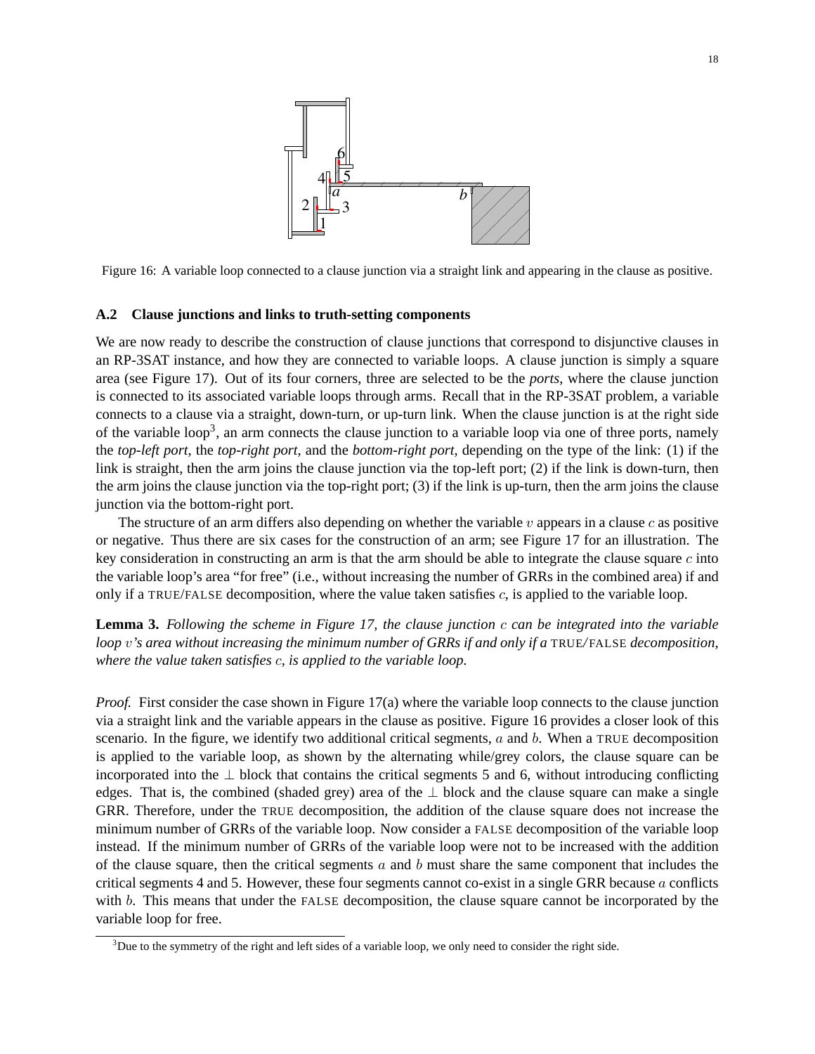Figure 16: A variable loop connected to a clause junction via a straight link and appearing in the clause as positive.

### A.2 Clause junctions and links to truth-setting components

We are now ready to describe the construction of clause junctions that correspond to disjunctive clauses in an RP-3SAT instance, and how they are connected to variable loops. A clause junction is simply a square area (see Figure 17). Out of its four corners, three are selected to be the *ports*, where the clause junction is connected to its associated variable loops through arms. Recall that in the RP-3SAT problem, a variable connects to a clause via a straight, down-turn, or up-turn link. When the clause junction is at the right side of the variable loop[3], an arm connects the clause junction to a variable loop via one of three ports, namely the *top-left port*, the *top-right port*, and the *bottom-right port*, depending on the type of the link: (1) if the link is straight, then the arm joins the clause junction via the top-left port; (2) if the link is down-turn, then the arm joins the clause junction via the top-right port; (3) if the link is up-turn, then the arm joins the clause junction via the bottom-right port.

The structure of an arm differs also depending on whether the variable $v$ appears in a clause $c$ as positive or negative. Thus there are six cases for the construction of an arm; see Figure 17 for an illustration. The key consideration in constructing an arm is that the arm should be able to integrate the clause square $c$ into the variable loop's area "for free" (i.e., without increasing the number of GRRs in the combined area) if and only if a TRUE/FALSE decomposition, where the value taken satisfies $c$, is applied to the variable loop.

**Lemma 3.** *Following the scheme in Figure 17, the clause junction $c$ can be integrated into the variable loop $v$'s area without increasing the minimum number of GRRs if and only if a* TRUE/FALSE *decomposition, where the value taken satisfies $c$, is applied to the variable loop.*

*Proof.* First consider the case shown in Figure 17(a) where the variable loop connects to the clause junction via a straight link and the variable appears in the clause as positive. Figure 16 provides a closer look of this scenario. In the figure, we identify two additional critical segments, $a$ and $b$. When a TRUE decomposition is applied to the variable loop, as shown by the alternating while/grey colors, the clause square can be incorporated into the $\perp$ block that contains the critical segments 5 and 6, without introducing conflicting edges. That is, the combined (shaded grey) area of the $\perp$ block and the clause square can make a single GRR. Therefore, under the TRUE decomposition, the addition of the clause square does not increase the minimum number of GRRs of the variable loop. Now consider a FALSE decomposition of the variable loop instead. If the minimum number of GRRs of the variable loop were not to be increased with the addition of the clause square, then the critical segments $a$ and $b$ must share the same component that includes the critical segments 4 and 5. However, these four segments cannot co-exist in a single GRR because $a$ conflicts with $b$. This means that under the FALSE decomposition, the clause square cannot be incorporated by the variable loop for free.

[3] Due to the symmetry of the right and left sides of a variable loop, we only need to consider the right side.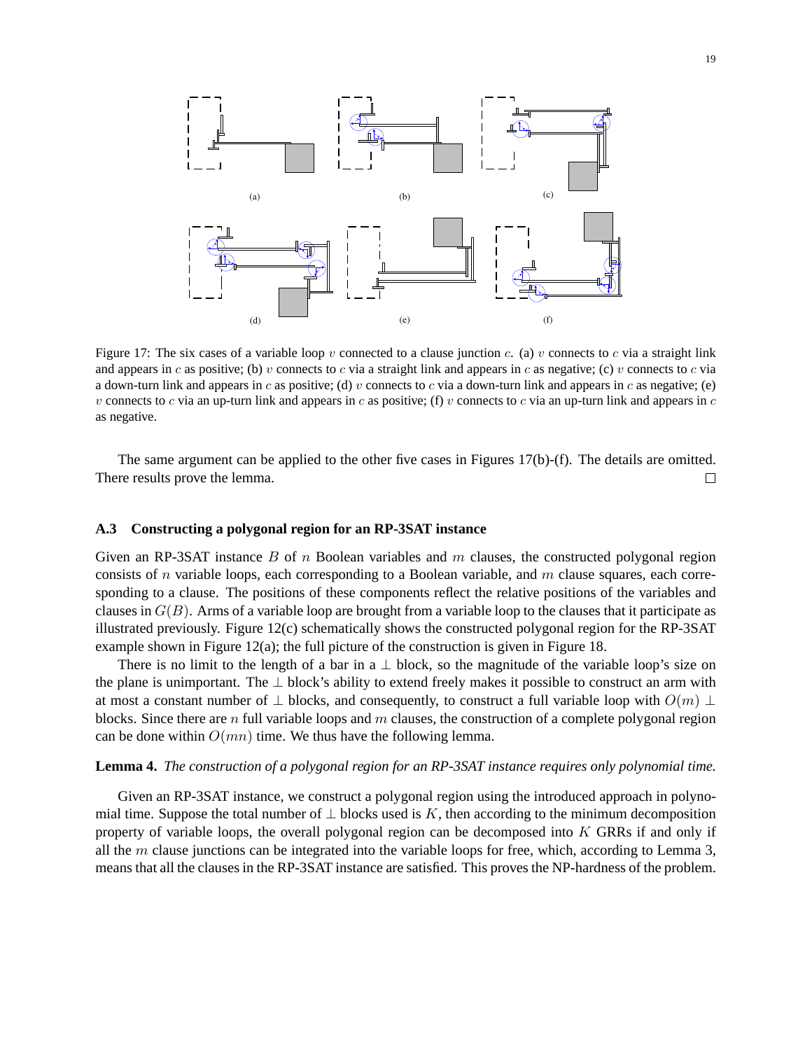Figure 17: The six cases of a variable loop $v$ connected to a clause junction $c$. (a) $v$ connects to $c$ via a straight link and appears in $c$ as positive; (b) $v$ connects to $c$ via a straight link and appears in $c$ as negative; (c) $v$ connects to $c$ via a down-turn link and appears in $c$ as positive; (d) $v$ connects to $c$ via a down-turn link and appears in $c$ as negative; (e) $v$ connects to $c$ via an up-turn link and appears in $c$ as positive; (f) $v$ connects to $c$ via an up-turn link and appears in $c$ as negative.

The same argument can be applied to the other five cases in Figures 17(b)-(f). The details are omitted. There results prove the lemma. □

### A.3 Constructing a polygonal region for an RP-3SAT instance

Given an RP-3SAT instance $B$ of $n$ Boolean variables and $m$ clauses, the constructed polygonal region consists of $n$ variable loops, each corresponding to a Boolean variable, and $m$ clause squares, each corresponding to a clause. The positions of these components reflect the relative positions of the variables and clauses in $G(B)$. Arms of a variable loop are brought from a variable loop to the clauses that it participate as illustrated previously. Figure 12(c) schematically shows the constructed polygonal region for the RP-3SAT example shown in Figure 12(a); the full picture of the construction is given in Figure 18.

There is no limit to the length of a bar in a $\perp$ block, so the magnitude of the variable loop's size on the plane is unimportant. The $\perp$ block's ability to extend freely makes it possible to construct an arm with at most a constant number of $\perp$ blocks, and consequently, to construct a full variable loop with $O(m)$ $\perp$ blocks. Since there are $n$ full variable loops and $m$ clauses, the construction of a complete polygonal region can be done within $O(mn)$ time. We thus have the following lemma.

**Lemma 4.** *The construction of a polygonal region for an RP-3SAT instance requires only polynomial time.*

Given an RP-3SAT instance, we construct a polygonal region using the introduced approach in polynomial time. Suppose the total number of $\perp$ blocks used is $K$, then according to the minimum decomposition property of variable loops, the overall polygonal region can be decomposed into $K$ GRRs if and only if all the $m$ clause junctions can be integrated into the variable loops for free, which, according to Lemma 3, means that all the clauses in the RP-3SAT instance are satisfied. This proves the NP-hardness of the problem.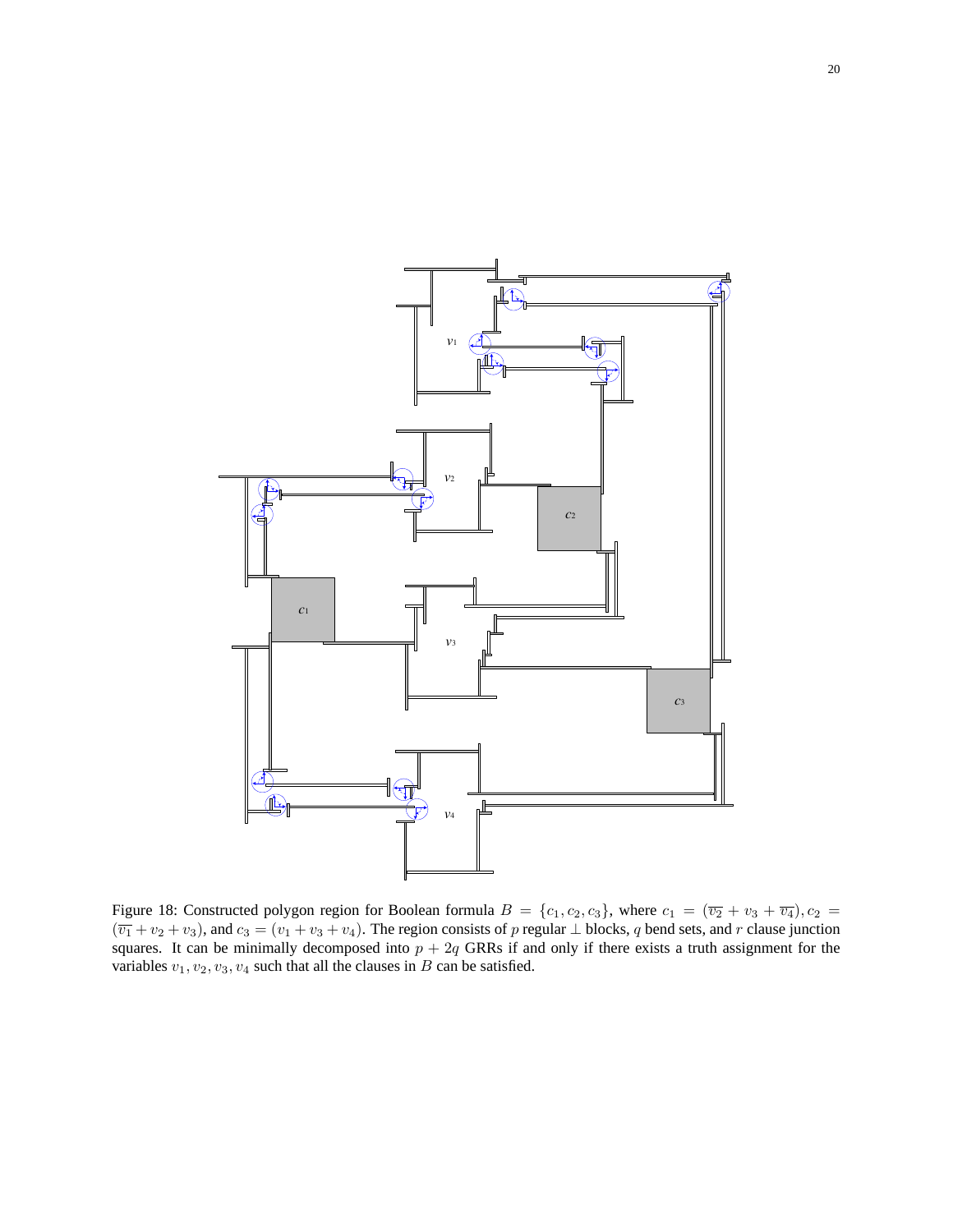$v_1$

$v_2$

$c_2$

$c_1$

$v_3$

$c_3$

$v_4$

Figure 18: Constructed polygon region for Boolean formula $B = \{c_1, c_2, c_3\}$, where $c_1 = (\overline{v_2} + v_3 + \overline{v_4}), c_2 = (\overline{v_1} + v_2 + v_3)$, and $c_3 = (v_1 + v_3 + v_4)$. The region consists of $p$ regular $\perp$ blocks, $q$ bend sets, and $r$ clause junction squares. It can be minimally decomposed into $p + 2q$ GRRs if and only if there exists a truth assignment for the variables $v_1, v_2, v_3, v_4$ such that all the clauses in $B$ can be satisfied.